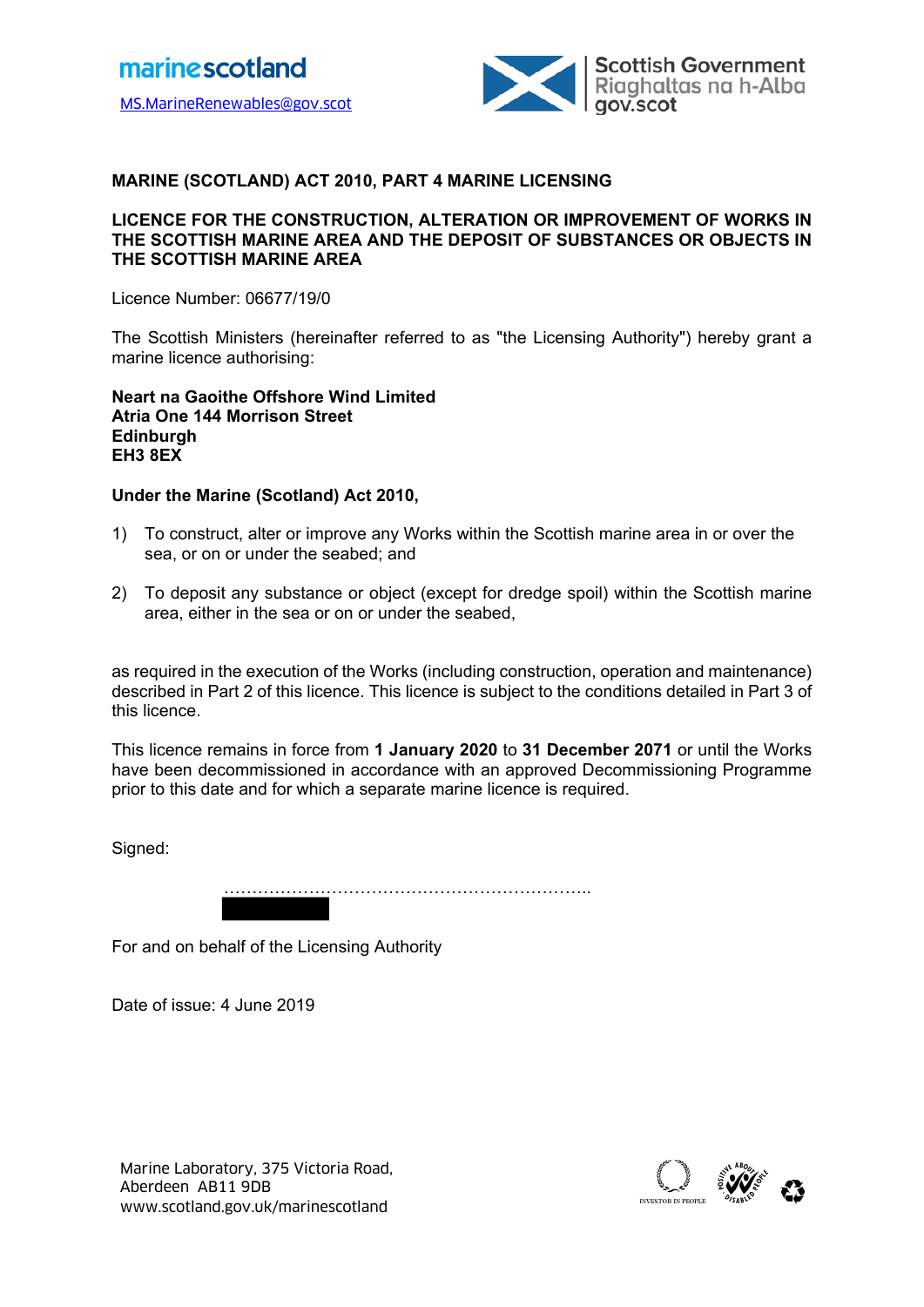marinescotland

MS.MarineRenewables@gov.scot

Scottish Government
Riaghaltas na h-Alba
gov.scot

**MARINE (SCOTLAND) ACT 2010, PART 4 MARINE LICENSING**

**LICENCE FOR THE CONSTRUCTION, ALTERATION OR IMPROVEMENT OF WORKS IN THE SCOTTISH MARINE AREA AND THE DEPOSIT OF SUBSTANCES OR OBJECTS IN THE SCOTTISH MARINE AREA**

Licence Number: 06677/19/0

The Scottish Ministers (hereinafter referred to as "the Licensing Authority") hereby grant a marine licence authorising:

**Neart na Gaoithe Offshore Wind Limited**
**Atria One 144 Morrison Street**
**Edinburgh**
**EH3 8EX**

**Under the Marine (Scotland) Act 2010,**

1) To construct, alter or improve any Works within the Scottish marine area in or over the sea, or on or under the seabed; and

2) To deposit any substance or object (except for dredge spoil) within the Scottish marine area, either in the sea or on or under the seabed,

as required in the execution of the Works (including construction, operation and maintenance) described in Part 2 of this licence. This licence is subject to the conditions detailed in Part 3 of this licence.

This licence remains in force from **1 January 2020** to **31 December 2071** or until the Works have been decommissioned in accordance with an approved Decommissioning Programme prior to this date and for which a separate marine licence is required.

Signed:

……………………………………………………..

For and on behalf of the Licensing Authority

Date of issue: 4 June 2019

Marine Laboratory, 375 Victoria Road,
Aberdeen AB11 9DB
www.scotland.gov.uk/marinescotland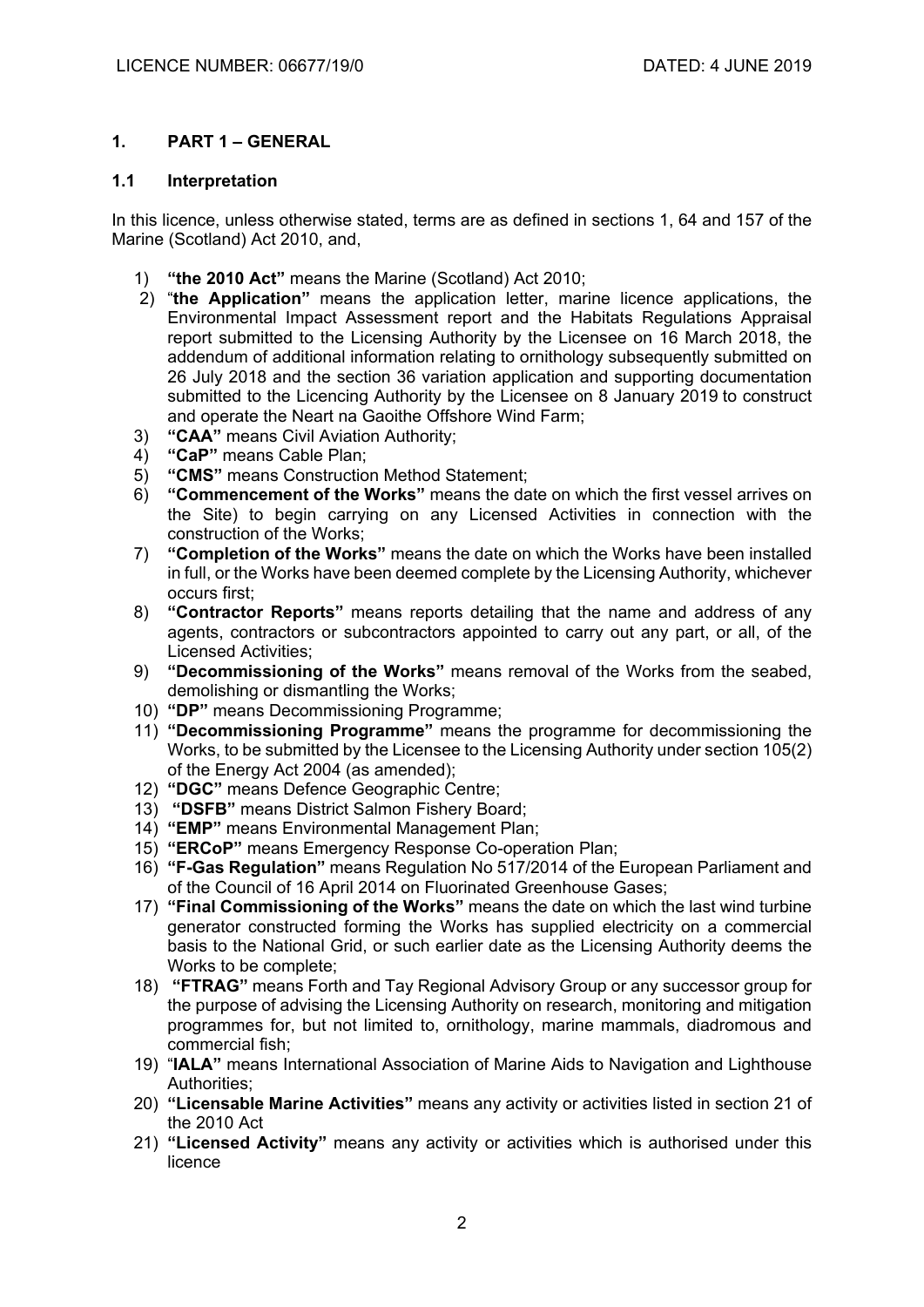## 1. PART 1 – GENERAL

### 1.1 Interpretation

In this licence, unless otherwise stated, terms are as defined in sections 1, 64 and 157 of the Marine (Scotland) Act 2010, and,

1) **"the 2010 Act"** means the Marine (Scotland) Act 2010;
2) "**the Application"** means the application letter, marine licence applications, the Environmental Impact Assessment report and the Habitats Regulations Appraisal report submitted to the Licensing Authority by the Licensee on 16 March 2018, the addendum of additional information relating to ornithology subsequently submitted on 26 July 2018 and the section 36 variation application and supporting documentation submitted to the Licencing Authority by the Licensee on 8 January 2019 to construct and operate the Neart na Gaoithe Offshore Wind Farm;
3) **"CAA"** means Civil Aviation Authority;
4) **"CaP"** means Cable Plan;
5) **"CMS"** means Construction Method Statement;
6) **"Commencement of the Works"** means the date on which the first vessel arrives on the Site) to begin carrying on any Licensed Activities in connection with the construction of the Works;
7) **"Completion of the Works"** means the date on which the Works have been installed in full, or the Works have been deemed complete by the Licensing Authority, whichever occurs first;
8) **"Contractor Reports"** means reports detailing that the name and address of any agents, contractors or subcontractors appointed to carry out any part, or all, of the Licensed Activities;
9) **"Decommissioning of the Works"** means removal of the Works from the seabed, demolishing or dismantling the Works;
10) **"DP"** means Decommissioning Programme;
11) **"Decommissioning Programme"** means the programme for decommissioning the Works, to be submitted by the Licensee to the Licensing Authority under section 105(2) of the Energy Act 2004 (as amended);
12) **"DGC"** means Defence Geographic Centre;
13) **"DSFB"** means District Salmon Fishery Board;
14) **"EMP"** means Environmental Management Plan;
15) **"ERCoP"** means Emergency Response Co-operation Plan;
16) **"F-Gas Regulation"** means Regulation No 517/2014 of the European Parliament and of the Council of 16 April 2014 on Fluorinated Greenhouse Gases;
17) **"Final Commissioning of the Works"** means the date on which the last wind turbine generator constructed forming the Works has supplied electricity on a commercial basis to the National Grid, or such earlier date as the Licensing Authority deems the Works to be complete;
18) **"FTRAG"** means Forth and Tay Regional Advisory Group or any successor group for the purpose of advising the Licensing Authority on research, monitoring and mitigation programmes for, but not limited to, ornithology, marine mammals, diadromous and commercial fish;
19) "**IALA"** means International Association of Marine Aids to Navigation and Lighthouse Authorities;
20) **"Licensable Marine Activities"** means any activity or activities listed in section 21 of the 2010 Act
21) **"Licensed Activity"** means any activity or activities which is authorised under this licence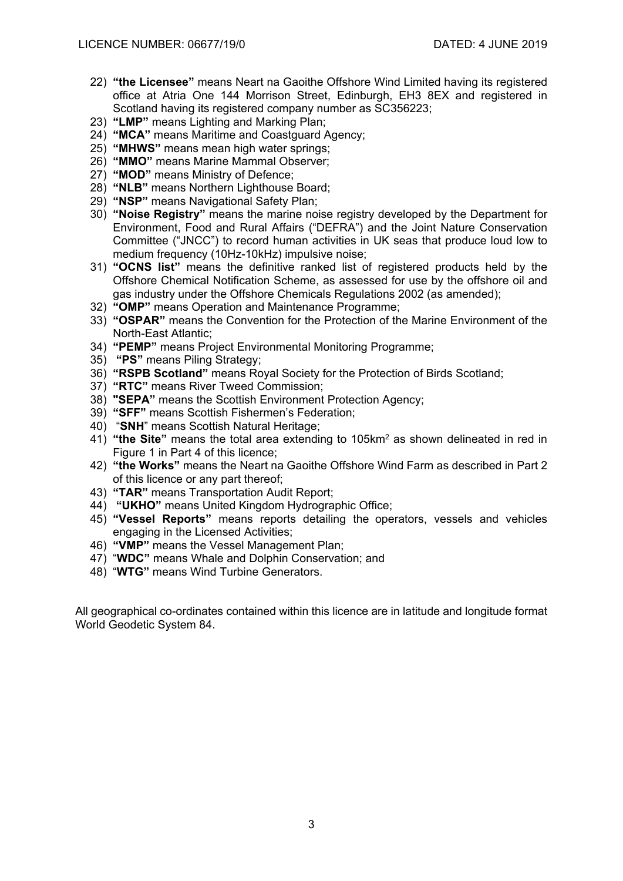22) **"the Licensee"** means Neart na Gaoithe Offshore Wind Limited having its registered office at Atria One 144 Morrison Street, Edinburgh, EH3 8EX and registered in Scotland having its registered company number as SC356223;
23) **"LMP"** means Lighting and Marking Plan;
24) **"MCA"** means Maritime and Coastguard Agency;
25) **"MHWS"** means mean high water springs;
26) **"MMO"** means Marine Mammal Observer;
27) **"MOD"** means Ministry of Defence;
28) **"NLB"** means Northern Lighthouse Board;
29) **"NSP"** means Navigational Safety Plan;
30) **"Noise Registry"** means the marine noise registry developed by the Department for Environment, Food and Rural Affairs ("DEFRA") and the Joint Nature Conservation Committee ("JNCC") to record human activities in UK seas that produce loud low to medium frequency (10Hz-10kHz) impulsive noise;
31) **"OCNS list"** means the definitive ranked list of registered products held by the Offshore Chemical Notification Scheme, as assessed for use by the offshore oil and gas industry under the Offshore Chemicals Regulations 2002 (as amended);
32) **"OMP"** means Operation and Maintenance Programme;
33) **"OSPAR"** means the Convention for the Protection of the Marine Environment of the North-East Atlantic;
34) **"PEMP"** means Project Environmental Monitoring Programme;
35) **"PS"** means Piling Strategy;
36) **"RSPB Scotland"** means Royal Society for the Protection of Birds Scotland;
37) **"RTC"** means River Tweed Commission;
38) **"SEPA"** means the Scottish Environment Protection Agency;
39) **"SFF"** means Scottish Fishermen's Federation;
40) "**SNH**" means Scottish Natural Heritage;
41) **"the Site"** means the total area extending to 105km$^2$ as shown delineated in red in Figure 1 in Part 4 of this licence;
42) **"the Works"** means the Neart na Gaoithe Offshore Wind Farm as described in Part 2 of this licence or any part thereof;
43) **"TAR"** means Transportation Audit Report;
44) **"UKHO"** means United Kingdom Hydrographic Office;
45) **"Vessel Reports"** means reports detailing the operators, vessels and vehicles engaging in the Licensed Activities;
46) **"VMP"** means the Vessel Management Plan;
47) "**WDC"** means Whale and Dolphin Conservation; and
48) "**WTG"** means Wind Turbine Generators.

All geographical co-ordinates contained within this licence are in latitude and longitude format World Geodetic System 84.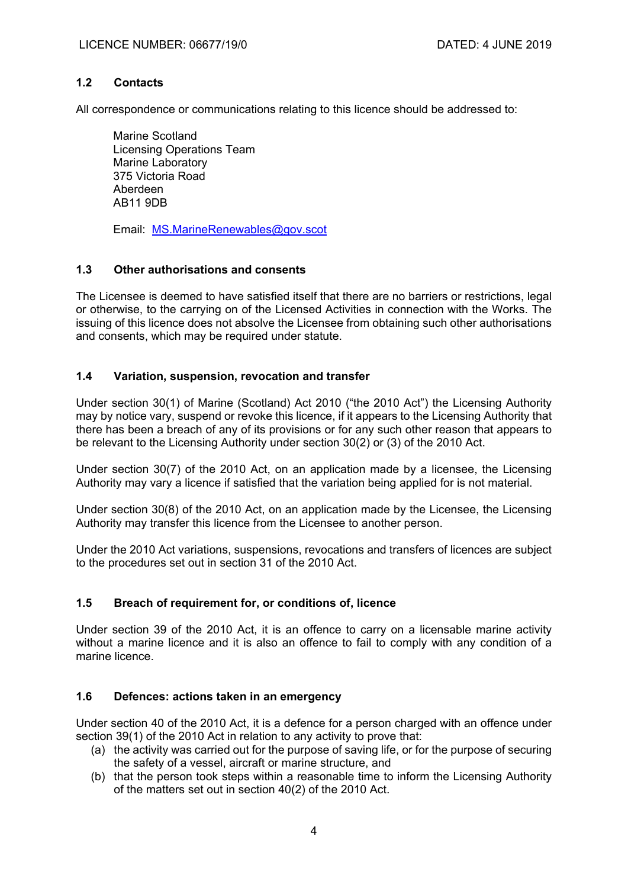### 1.2 Contacts

All correspondence or communications relating to this licence should be addressed to:

Marine Scotland
Licensing Operations Team
Marine Laboratory
375 Victoria Road
Aberdeen
AB11 9DB

Email: MS.MarineRenewables@gov.scot

### 1.3 Other authorisations and consents

The Licensee is deemed to have satisfied itself that there are no barriers or restrictions, legal or otherwise, to the carrying on of the Licensed Activities in connection with the Works. The issuing of this licence does not absolve the Licensee from obtaining such other authorisations and consents, which may be required under statute.

### 1.4 Variation, suspension, revocation and transfer

Under section 30(1) of Marine (Scotland) Act 2010 ("the 2010 Act") the Licensing Authority may by notice vary, suspend or revoke this licence, if it appears to the Licensing Authority that there has been a breach of any of its provisions or for any such other reason that appears to be relevant to the Licensing Authority under section 30(2) or (3) of the 2010 Act.

Under section 30(7) of the 2010 Act, on an application made by a licensee, the Licensing Authority may vary a licence if satisfied that the variation being applied for is not material.

Under section 30(8) of the 2010 Act, on an application made by the Licensee, the Licensing Authority may transfer this licence from the Licensee to another person.

Under the 2010 Act variations, suspensions, revocations and transfers of licences are subject to the procedures set out in section 31 of the 2010 Act.

### 1.5 Breach of requirement for, or conditions of, licence

Under section 39 of the 2010 Act, it is an offence to carry on a licensable marine activity without a marine licence and it is also an offence to fail to comply with any condition of a marine licence.

### 1.6 Defences: actions taken in an emergency

Under section 40 of the 2010 Act, it is a defence for a person charged with an offence under section 39(1) of the 2010 Act in relation to any activity to prove that:

(a) the activity was carried out for the purpose of saving life, or for the purpose of securing the safety of a vessel, aircraft or marine structure, and
(b) that the person took steps within a reasonable time to inform the Licensing Authority of the matters set out in section 40(2) of the 2010 Act.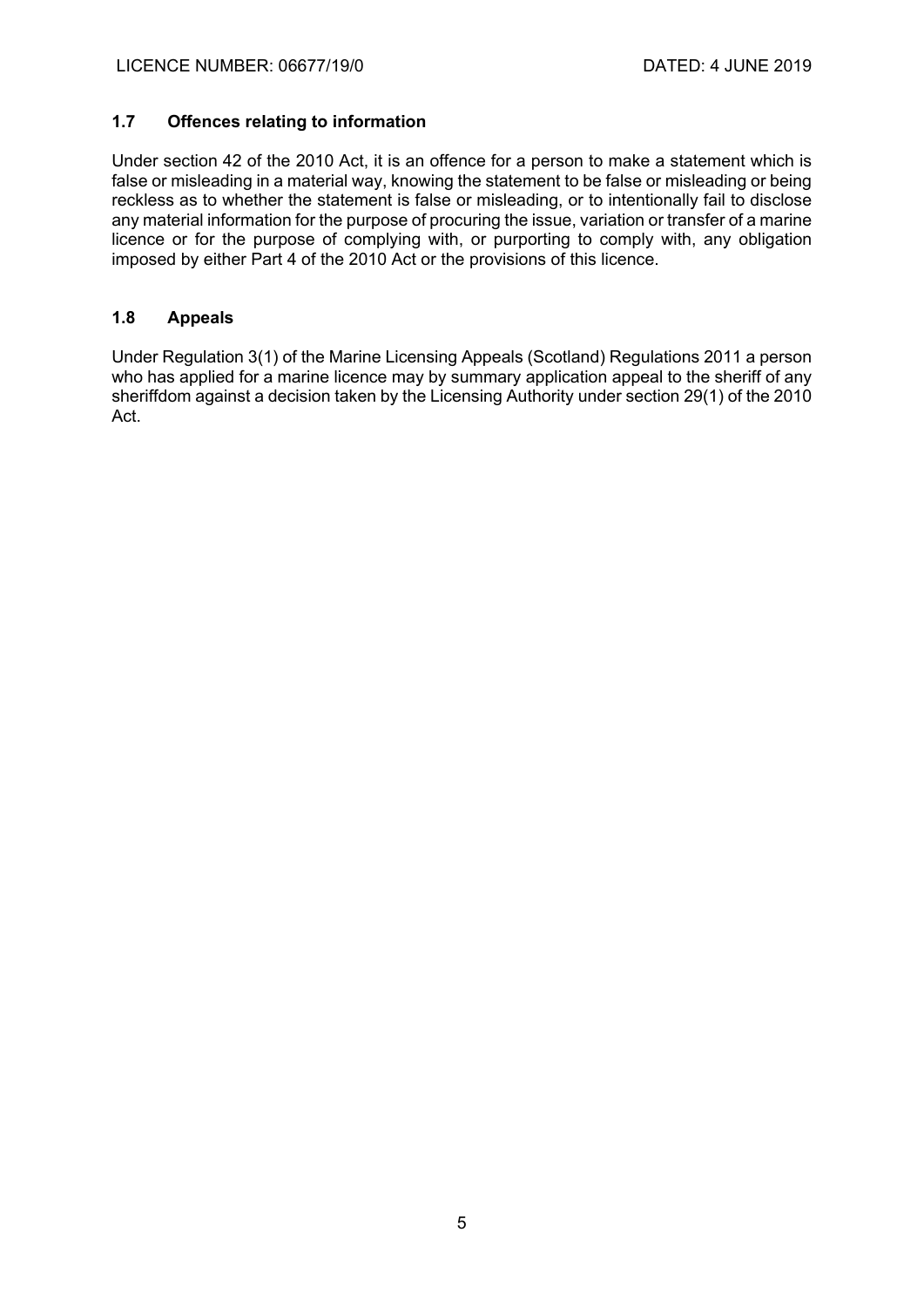### 1.7 Offences relating to information

Under section 42 of the 2010 Act, it is an offence for a person to make a statement which is false or misleading in a material way, knowing the statement to be false or misleading or being reckless as to whether the statement is false or misleading, or to intentionally fail to disclose any material information for the purpose of procuring the issue, variation or transfer of a marine licence or for the purpose of complying with, or purporting to comply with, any obligation imposed by either Part 4 of the 2010 Act or the provisions of this licence.

### 1.8 Appeals

Under Regulation 3(1) of the Marine Licensing Appeals (Scotland) Regulations 2011 a person who has applied for a marine licence may by summary application appeal to the sheriff of any sheriffdom against a decision taken by the Licensing Authority under section 29(1) of the 2010 Act.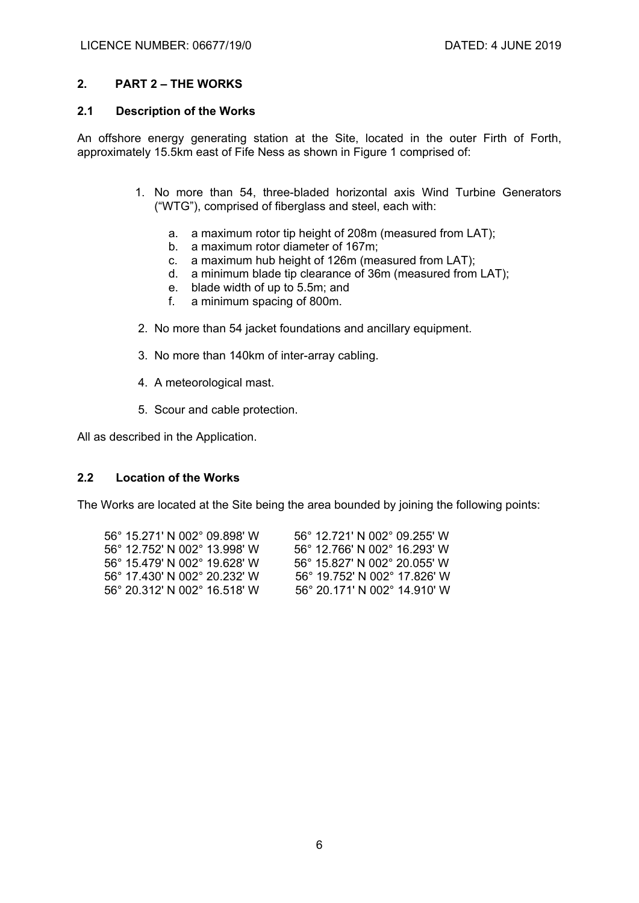## 2. PART 2 – THE WORKS

### 2.1 Description of the Works

An offshore energy generating station at the Site, located in the outer Firth of Forth, approximately 15.5km east of Fife Ness as shown in Figure 1 comprised of:

1. No more than 54, three-bladed horizontal axis Wind Turbine Generators ("WTG"), comprised of fiberglass and steel, each with:
   a. a maximum rotor tip height of 208m (measured from LAT);
   b. a maximum rotor diameter of 167m;
   c. a maximum hub height of 126m (measured from LAT);
   d. a minimum blade tip clearance of 36m (measured from LAT);
   e. blade width of up to 5.5m; and
   f. a minimum spacing of 800m.
2. No more than 54 jacket foundations and ancillary equipment.
3. No more than 140km of inter-array cabling.
4. A meteorological mast.
5. Scour and cable protection.

All as described in the Application.

### 2.2 Location of the Works

The Works are located at the Site being the area bounded by joining the following points:

| | |
|---|---|
| 56° 15.271' N 002° 09.898' W | 56° 12.721' N 002° 09.255' W |
| 56° 12.752' N 002° 13.998' W | 56° 12.766' N 002° 16.293' W |
| 56° 15.479' N 002° 19.628' W | 56° 15.827' N 002° 20.055' W |
| 56° 17.430' N 002° 20.232' W | 56° 19.752' N 002° 17.826' W |
| 56° 20.312' N 002° 16.518' W | 56° 20.171' N 002° 14.910' W |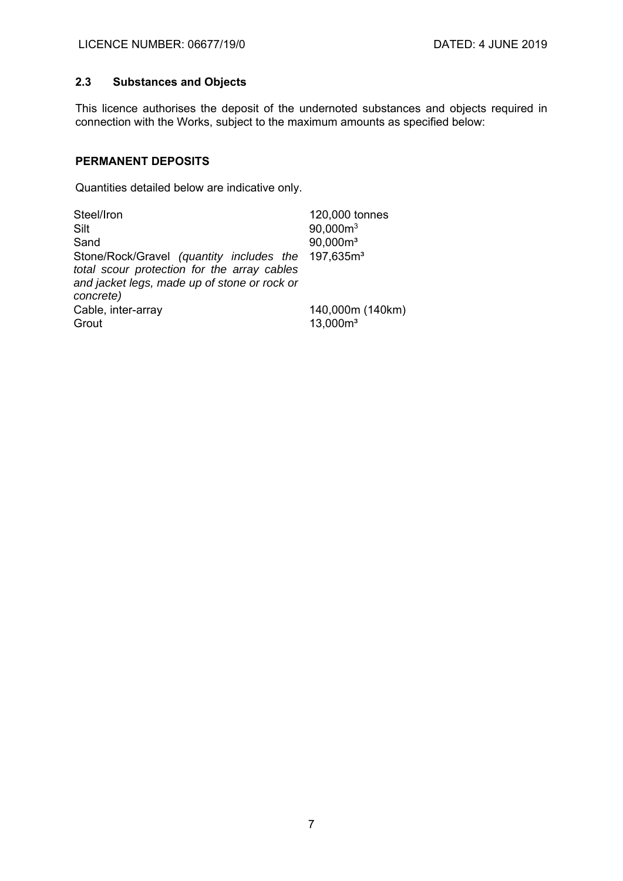### 2.3 Substances and Objects

This licence authorises the deposit of the undernoted substances and objects required in connection with the Works, subject to the maximum amounts as specified below:

**PERMANENT DEPOSITS**

Quantities detailed below are indicative only.

| | |
|---|---|
| Steel/Iron | 120,000 tonnes |
| Silt | 90,000m$^3$ |
| Sand | 90,000m$^3$ |
| Stone/Rock/Gravel *(quantity includes the total scour protection for the array cables and jacket legs, made up of stone or rock or concrete)* | 197,635m$^3$ |
| Cable, inter-array | 140,000m (140km) |
| Grout | 13,000m$^3$ |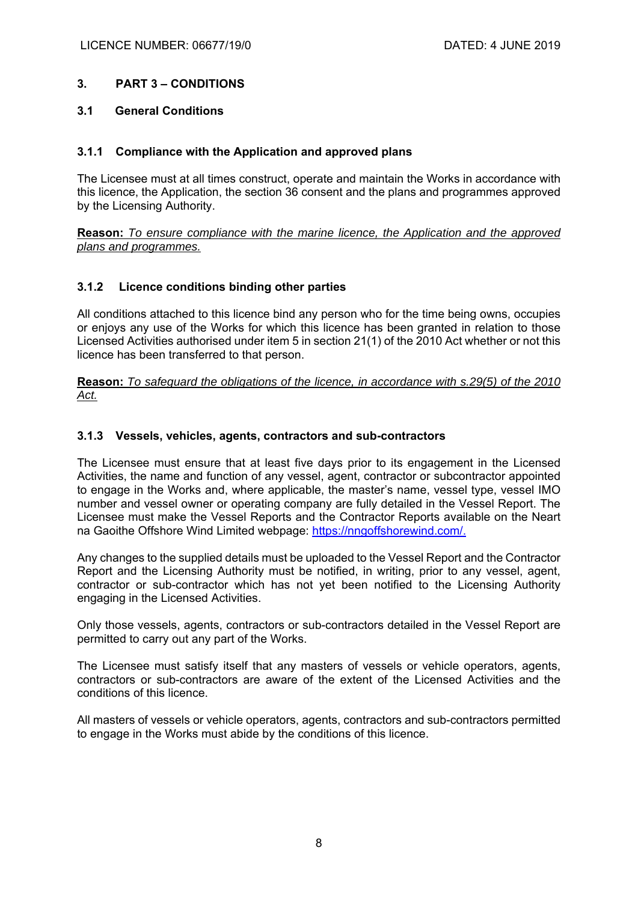# 3. PART 3 – CONDITIONS

## 3.1 General Conditions

### 3.1.1 Compliance with the Application and approved plans

The Licensee must at all times construct, operate and maintain the Works in accordance with this licence, the Application, the section 36 consent and the plans and programmes approved by the Licensing Authority.

**Reason:** *To ensure compliance with the marine licence, the Application and the approved plans and programmes.*

### 3.1.2 Licence conditions binding other parties

All conditions attached to this licence bind any person who for the time being owns, occupies or enjoys any use of the Works for which this licence has been granted in relation to those Licensed Activities authorised under item 5 in section 21(1) of the 2010 Act whether or not this licence has been transferred to that person.

**Reason:** *To safeguard the obligations of the licence, in accordance with s.29(5) of the 2010 Act.*

### 3.1.3 Vessels, vehicles, agents, contractors and sub-contractors

The Licensee must ensure that at least five days prior to its engagement in the Licensed Activities, the name and function of any vessel, agent, contractor or subcontractor appointed to engage in the Works and, where applicable, the master's name, vessel type, vessel IMO number and vessel owner or operating company are fully detailed in the Vessel Report. The Licensee must make the Vessel Reports and the Contractor Reports available on the Neart na Gaoithe Offshore Wind Limited webpage: https://nngoffshorewind.com/.

Any changes to the supplied details must be uploaded to the Vessel Report and the Contractor Report and the Licensing Authority must be notified, in writing, prior to any vessel, agent, contractor or sub-contractor which has not yet been notified to the Licensing Authority engaging in the Licensed Activities.

Only those vessels, agents, contractors or sub-contractors detailed in the Vessel Report are permitted to carry out any part of the Works.

The Licensee must satisfy itself that any masters of vessels or vehicle operators, agents, contractors or sub-contractors are aware of the extent of the Licensed Activities and the conditions of this licence.

All masters of vessels or vehicle operators, agents, contractors and sub-contractors permitted to engage in the Works must abide by the conditions of this licence.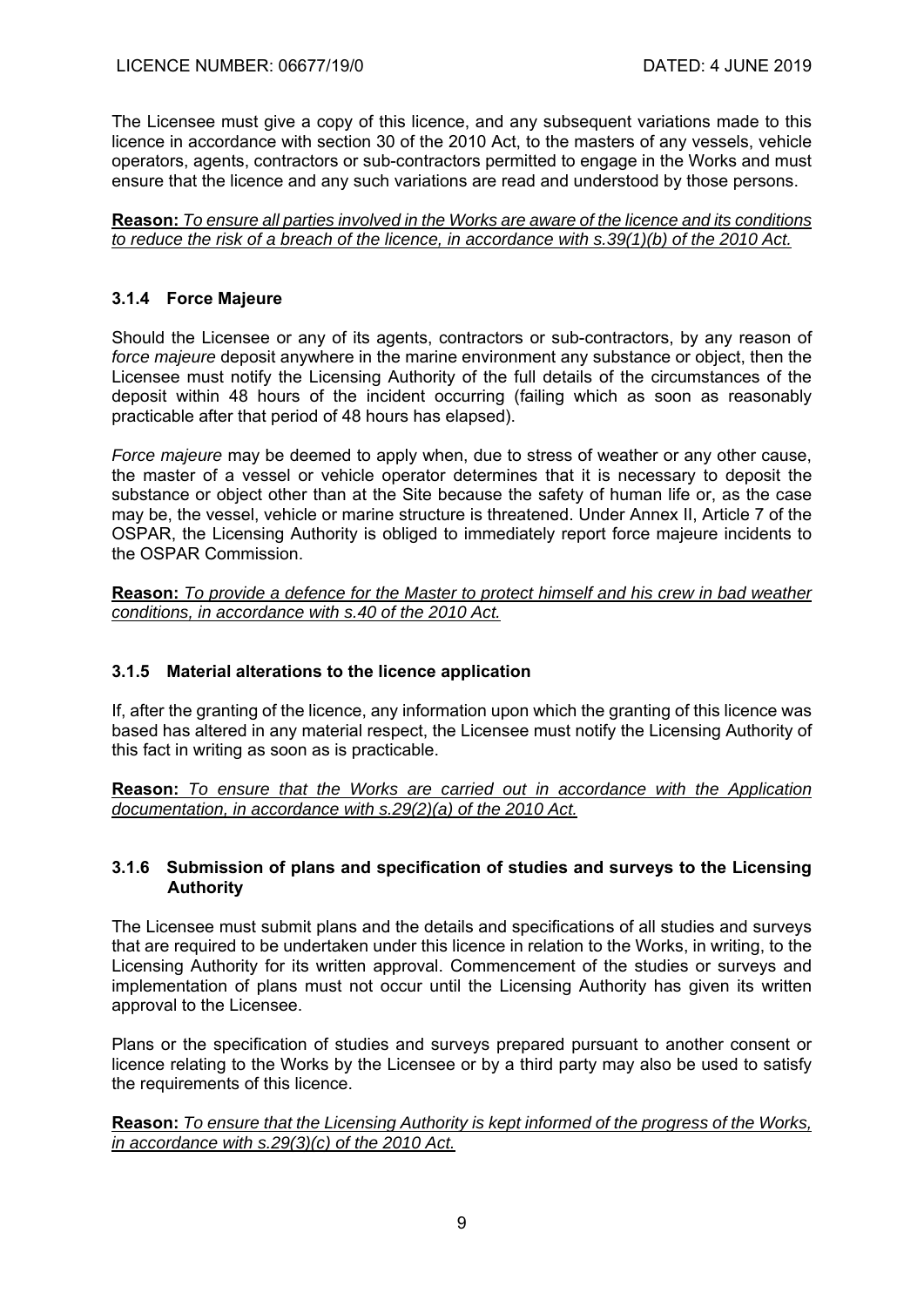The Licensee must give a copy of this licence, and any subsequent variations made to this licence in accordance with section 30 of the 2010 Act, to the masters of any vessels, vehicle operators, agents, contractors or sub-contractors permitted to engage in the Works and must ensure that the licence and any such variations are read and understood by those persons.

**Reason:** *To ensure all parties involved in the Works are aware of the licence and its conditions to reduce the risk of a breach of the licence, in accordance with s.39(1)(b) of the 2010 Act.*

### 3.1.4 Force Majeure

Should the Licensee or any of its agents, contractors or sub-contractors, by any reason of *force majeure* deposit anywhere in the marine environment any substance or object, then the Licensee must notify the Licensing Authority of the full details of the circumstances of the deposit within 48 hours of the incident occurring (failing which as soon as reasonably practicable after that period of 48 hours has elapsed).

*Force majeure* may be deemed to apply when, due to stress of weather or any other cause, the master of a vessel or vehicle operator determines that it is necessary to deposit the substance or object other than at the Site because the safety of human life or, as the case may be, the vessel, vehicle or marine structure is threatened. Under Annex II, Article 7 of the OSPAR, the Licensing Authority is obliged to immediately report force majeure incidents to the OSPAR Commission.

**Reason:** *To provide a defence for the Master to protect himself and his crew in bad weather conditions, in accordance with s.40 of the 2010 Act.*

### 3.1.5 Material alterations to the licence application

If, after the granting of the licence, any information upon which the granting of this licence was based has altered in any material respect, the Licensee must notify the Licensing Authority of this fact in writing as soon as is practicable.

**Reason:** *To ensure that the Works are carried out in accordance with the Application documentation, in accordance with s.29(2)(a) of the 2010 Act.*

### 3.1.6 Submission of plans and specification of studies and surveys to the Licensing Authority

The Licensee must submit plans and the details and specifications of all studies and surveys that are required to be undertaken under this licence in relation to the Works, in writing, to the Licensing Authority for its written approval. Commencement of the studies or surveys and implementation of plans must not occur until the Licensing Authority has given its written approval to the Licensee.

Plans or the specification of studies and surveys prepared pursuant to another consent or licence relating to the Works by the Licensee or by a third party may also be used to satisfy the requirements of this licence.

**Reason:** *To ensure that the Licensing Authority is kept informed of the progress of the Works, in accordance with s.29(3)(c) of the 2010 Act.*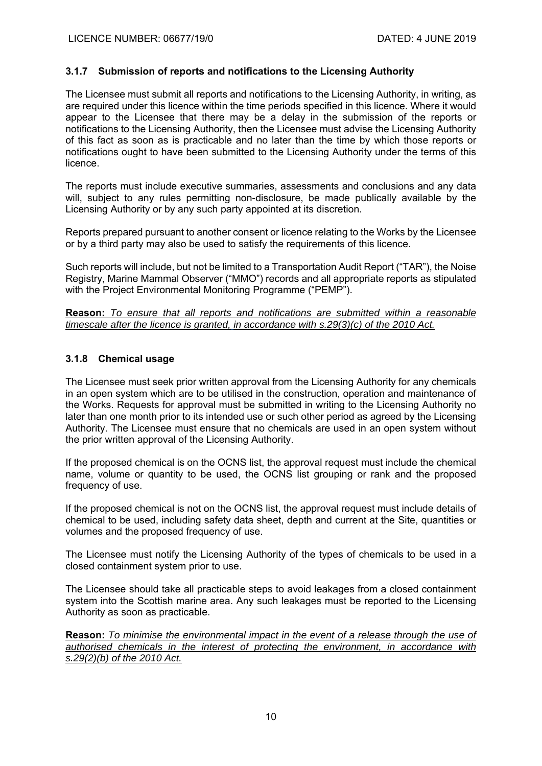### 3.1.7 Submission of reports and notifications to the Licensing Authority

The Licensee must submit all reports and notifications to the Licensing Authority, in writing, as are required under this licence within the time periods specified in this licence. Where it would appear to the Licensee that there may be a delay in the submission of the reports or notifications to the Licensing Authority, then the Licensee must advise the Licensing Authority of this fact as soon as is practicable and no later than the time by which those reports or notifications ought to have been submitted to the Licensing Authority under the terms of this licence.

The reports must include executive summaries, assessments and conclusions and any data will, subject to any rules permitting non-disclosure, be made publically available by the Licensing Authority or by any such party appointed at its discretion.

Reports prepared pursuant to another consent or licence relating to the Works by the Licensee or by a third party may also be used to satisfy the requirements of this licence.

Such reports will include, but not be limited to a Transportation Audit Report ("TAR"), the Noise Registry, Marine Mammal Observer ("MMO") records and all appropriate reports as stipulated with the Project Environmental Monitoring Programme ("PEMP").

**Reason:** *To ensure that all reports and notifications are submitted within a reasonable timescale after the licence is granted, in accordance with s.29(3)(c) of the 2010 Act.*

### 3.1.8 Chemical usage

The Licensee must seek prior written approval from the Licensing Authority for any chemicals in an open system which are to be utilised in the construction, operation and maintenance of the Works. Requests for approval must be submitted in writing to the Licensing Authority no later than one month prior to its intended use or such other period as agreed by the Licensing Authority. The Licensee must ensure that no chemicals are used in an open system without the prior written approval of the Licensing Authority.

If the proposed chemical is on the OCNS list, the approval request must include the chemical name, volume or quantity to be used, the OCNS list grouping or rank and the proposed frequency of use.

If the proposed chemical is not on the OCNS list, the approval request must include details of chemical to be used, including safety data sheet, depth and current at the Site, quantities or volumes and the proposed frequency of use.

The Licensee must notify the Licensing Authority of the types of chemicals to be used in a closed containment system prior to use.

The Licensee should take all practicable steps to avoid leakages from a closed containment system into the Scottish marine area. Any such leakages must be reported to the Licensing Authority as soon as practicable.

**Reason:** *To minimise the environmental impact in the event of a release through the use of authorised chemicals in the interest of protecting the environment, in accordance with s.29(2)(b) of the 2010 Act.*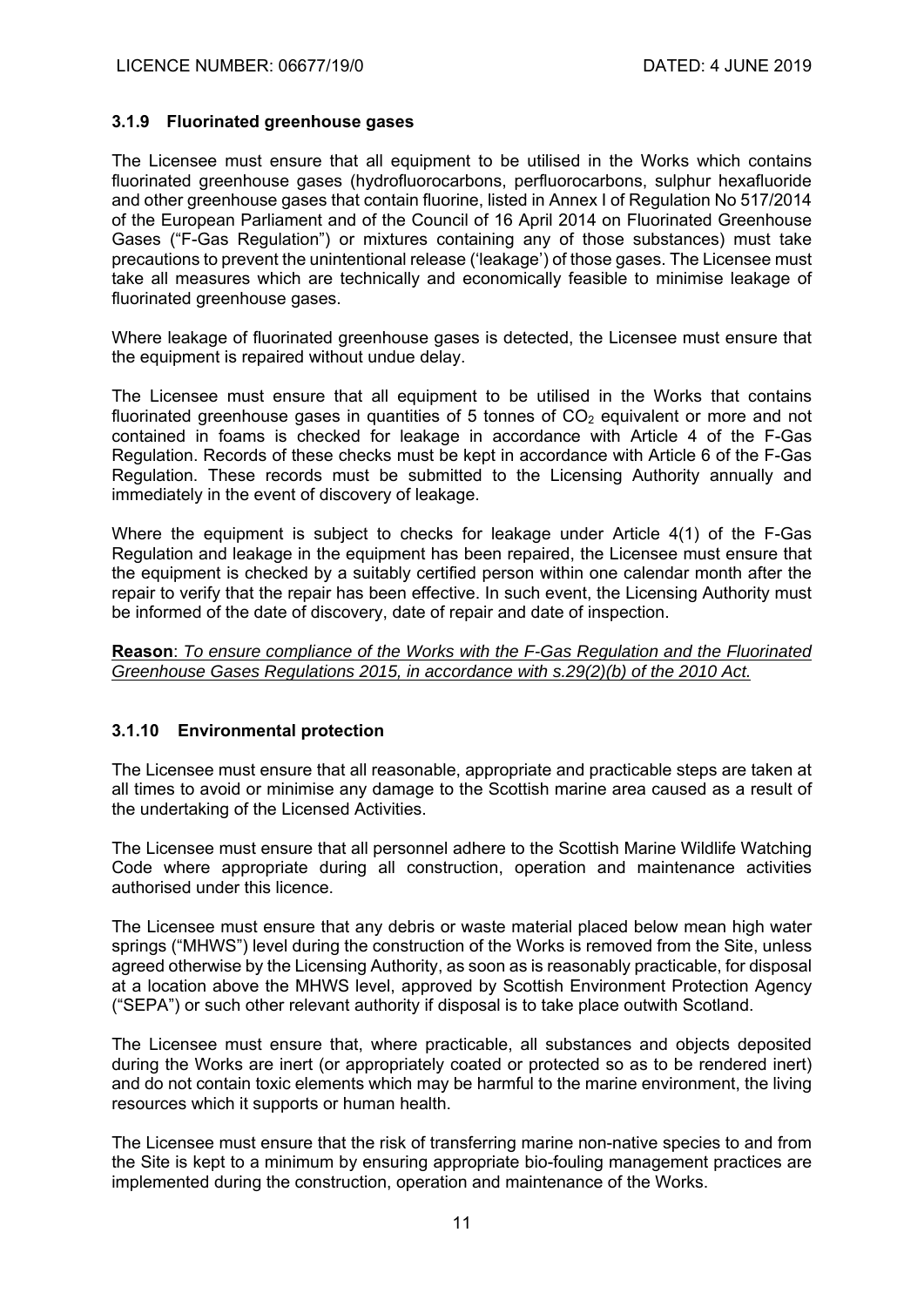### 3.1.9 Fluorinated greenhouse gases

The Licensee must ensure that all equipment to be utilised in the Works which contains fluorinated greenhouse gases (hydrofluorocarbons, perfluorocarbons, sulphur hexafluoride and other greenhouse gases that contain fluorine, listed in Annex I of Regulation No 517/2014 of the European Parliament and of the Council of 16 April 2014 on Fluorinated Greenhouse Gases ("F-Gas Regulation") or mixtures containing any of those substances) must take precautions to prevent the unintentional release ('leakage') of those gases. The Licensee must take all measures which are technically and economically feasible to minimise leakage of fluorinated greenhouse gases.

Where leakage of fluorinated greenhouse gases is detected, the Licensee must ensure that the equipment is repaired without undue delay.

The Licensee must ensure that all equipment to be utilised in the Works that contains fluorinated greenhouse gases in quantities of 5 tonnes of $CO_2$ equivalent or more and not contained in foams is checked for leakage in accordance with Article 4 of the F-Gas Regulation. Records of these checks must be kept in accordance with Article 6 of the F-Gas Regulation. These records must be submitted to the Licensing Authority annually and immediately in the event of discovery of leakage.

Where the equipment is subject to checks for leakage under Article 4(1) of the F-Gas Regulation and leakage in the equipment has been repaired, the Licensee must ensure that the equipment is checked by a suitably certified person within one calendar month after the repair to verify that the repair has been effective. In such event, the Licensing Authority must be informed of the date of discovery, date of repair and date of inspection.

**Reason**: *To ensure compliance of the Works with the F-Gas Regulation and the Fluorinated Greenhouse Gases Regulations 2015, in accordance with s.29(2)(b) of the 2010 Act.*

### 3.1.10 Environmental protection

The Licensee must ensure that all reasonable, appropriate and practicable steps are taken at all times to avoid or minimise any damage to the Scottish marine area caused as a result of the undertaking of the Licensed Activities.

The Licensee must ensure that all personnel adhere to the Scottish Marine Wildlife Watching Code where appropriate during all construction, operation and maintenance activities authorised under this licence.

The Licensee must ensure that any debris or waste material placed below mean high water springs ("MHWS") level during the construction of the Works is removed from the Site, unless agreed otherwise by the Licensing Authority, as soon as is reasonably practicable, for disposal at a location above the MHWS level, approved by Scottish Environment Protection Agency ("SEPA") or such other relevant authority if disposal is to take place outwith Scotland.

The Licensee must ensure that, where practicable, all substances and objects deposited during the Works are inert (or appropriately coated or protected so as to be rendered inert) and do not contain toxic elements which may be harmful to the marine environment, the living resources which it supports or human health.

The Licensee must ensure that the risk of transferring marine non-native species to and from the Site is kept to a minimum by ensuring appropriate bio-fouling management practices are implemented during the construction, operation and maintenance of the Works.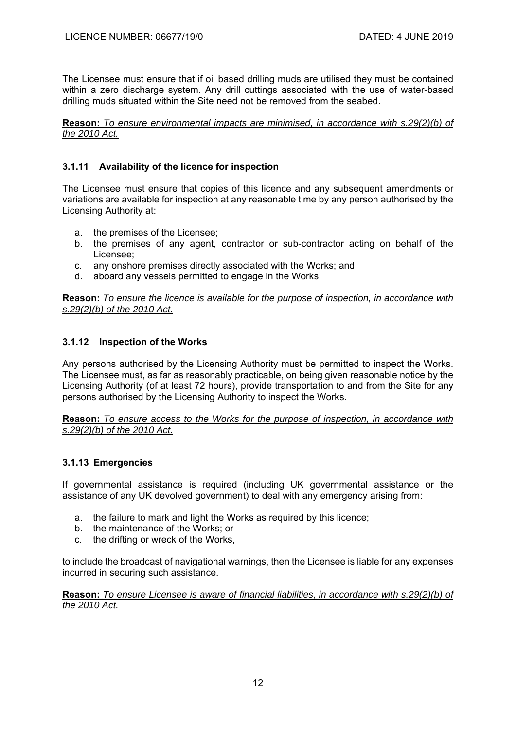The Licensee must ensure that if oil based drilling muds are utilised they must be contained within a zero discharge system. Any drill cuttings associated with the use of water-based drilling muds situated within the Site need not be removed from the seabed.

**Reason:** *To ensure environmental impacts are minimised, in accordance with s.29(2)(b) of the 2010 Act.*

### 3.1.11 Availability of the licence for inspection

The Licensee must ensure that copies of this licence and any subsequent amendments or variations are available for inspection at any reasonable time by any person authorised by the Licensing Authority at:

a. the premises of the Licensee;
b. the premises of any agent, contractor or sub-contractor acting on behalf of the Licensee;
c. any onshore premises directly associated with the Works; and
d. aboard any vessels permitted to engage in the Works.

**Reason:** *To ensure the licence is available for the purpose of inspection, in accordance with s.29(2)(b) of the 2010 Act.*

### 3.1.12 Inspection of the Works

Any persons authorised by the Licensing Authority must be permitted to inspect the Works. The Licensee must, as far as reasonably practicable, on being given reasonable notice by the Licensing Authority (of at least 72 hours), provide transportation to and from the Site for any persons authorised by the Licensing Authority to inspect the Works.

**Reason:** *To ensure access to the Works for the purpose of inspection, in accordance with s.29(2)(b) of the 2010 Act.*

### 3.1.13 Emergencies

If governmental assistance is required (including UK governmental assistance or the assistance of any UK devolved government) to deal with any emergency arising from:

a. the failure to mark and light the Works as required by this licence;
b. the maintenance of the Works; or
c. the drifting or wreck of the Works,

to include the broadcast of navigational warnings, then the Licensee is liable for any expenses incurred in securing such assistance.

**Reason:** *To ensure Licensee is aware of financial liabilities, in accordance with s.29(2)(b) of the 2010 Act.*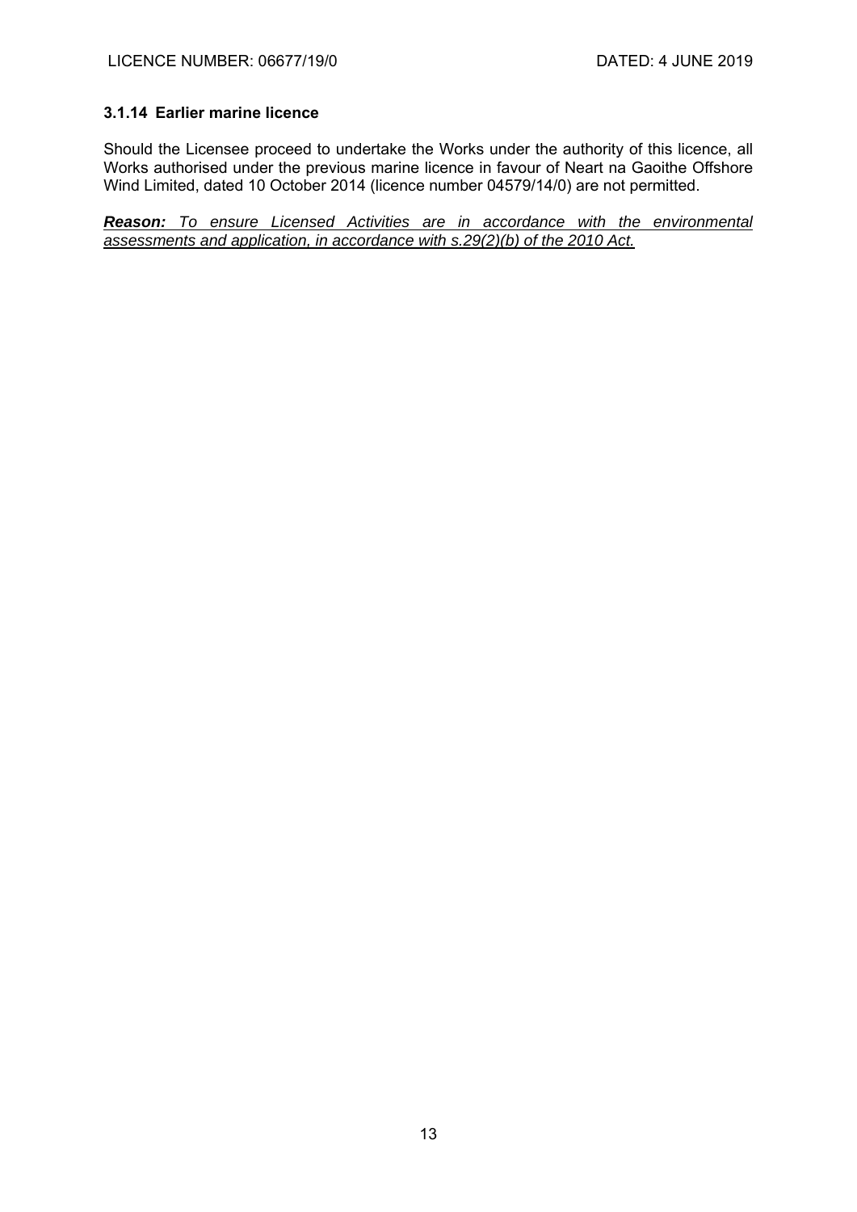### 3.1.14 Earlier marine licence

Should the Licensee proceed to undertake the Works under the authority of this licence, all Works authorised under the previous marine licence in favour of Neart na Gaoithe Offshore Wind Limited, dated 10 October 2014 (licence number 04579/14/0) are not permitted.

***Reason:*** *To ensure Licensed Activities are in accordance with the environmental assessments and application, in accordance with s.29(2)(b) of the 2010 Act.*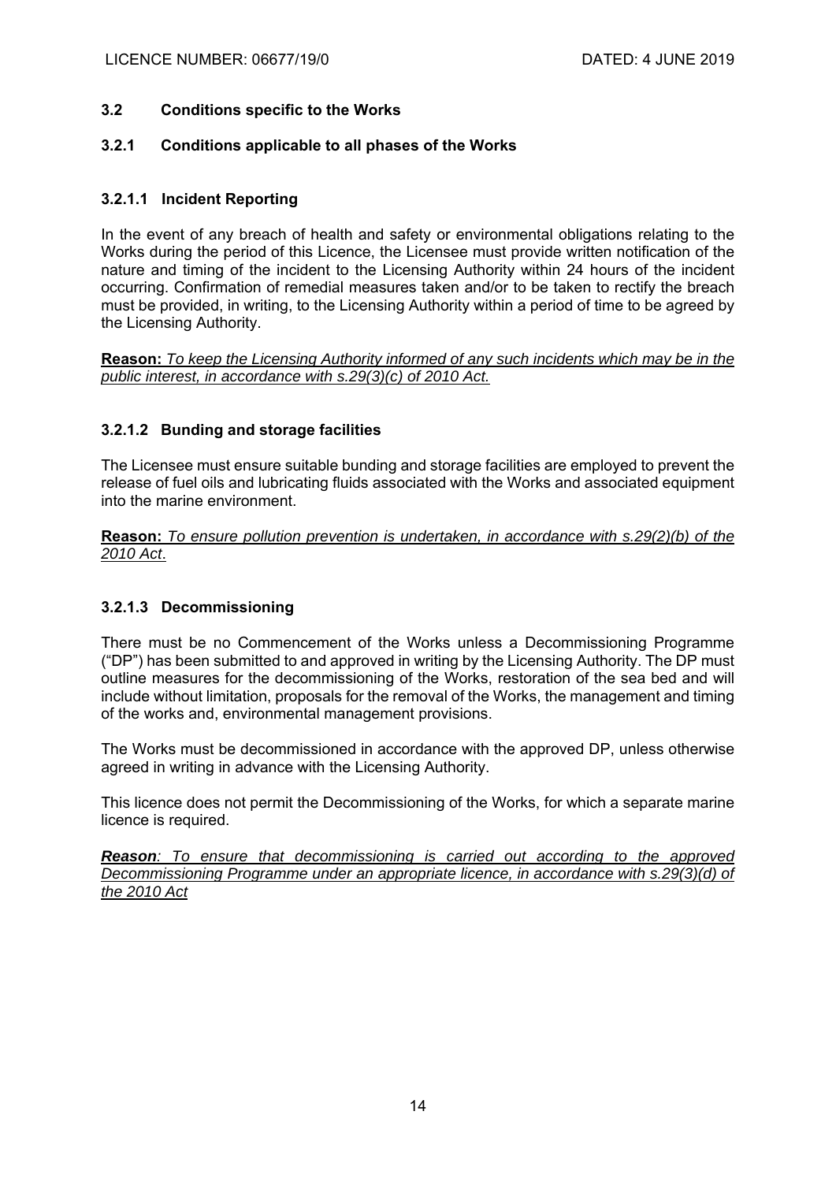### 3.2 Conditions specific to the Works

#### 3.2.1 Conditions applicable to all phases of the Works

##### 3.2.1.1 Incident Reporting

In the event of any breach of health and safety or environmental obligations relating to the Works during the period of this Licence, the Licensee must provide written notification of the nature and timing of the incident to the Licensing Authority within 24 hours of the incident occurring. Confirmation of remedial measures taken and/or to be taken to rectify the breach must be provided, in writing, to the Licensing Authority within a period of time to be agreed by the Licensing Authority.

**Reason:** *To keep the Licensing Authority informed of any such incidents which may be in the public interest, in accordance with s.29(3)(c) of 2010 Act.*

##### 3.2.1.2 Bunding and storage facilities

The Licensee must ensure suitable bunding and storage facilities are employed to prevent the release of fuel oils and lubricating fluids associated with the Works and associated equipment into the marine environment.

**Reason:** *To ensure pollution prevention is undertaken, in accordance with s.29(2)(b) of the 2010 Act*.

##### 3.2.1.3 Decommissioning

There must be no Commencement of the Works unless a Decommissioning Programme ("DP") has been submitted to and approved in writing by the Licensing Authority. The DP must outline measures for the decommissioning of the Works, restoration of the sea bed and will include without limitation, proposals for the removal of the Works, the management and timing of the works and, environmental management provisions.

The Works must be decommissioned in accordance with the approved DP, unless otherwise agreed in writing in advance with the Licensing Authority.

This licence does not permit the Decommissioning of the Works, for which a separate marine licence is required.

***Reason**: To ensure that decommissioning is carried out according to the approved Decommissioning Programme under an appropriate licence, in accordance with s.29(3)(d) of the 2010 Act*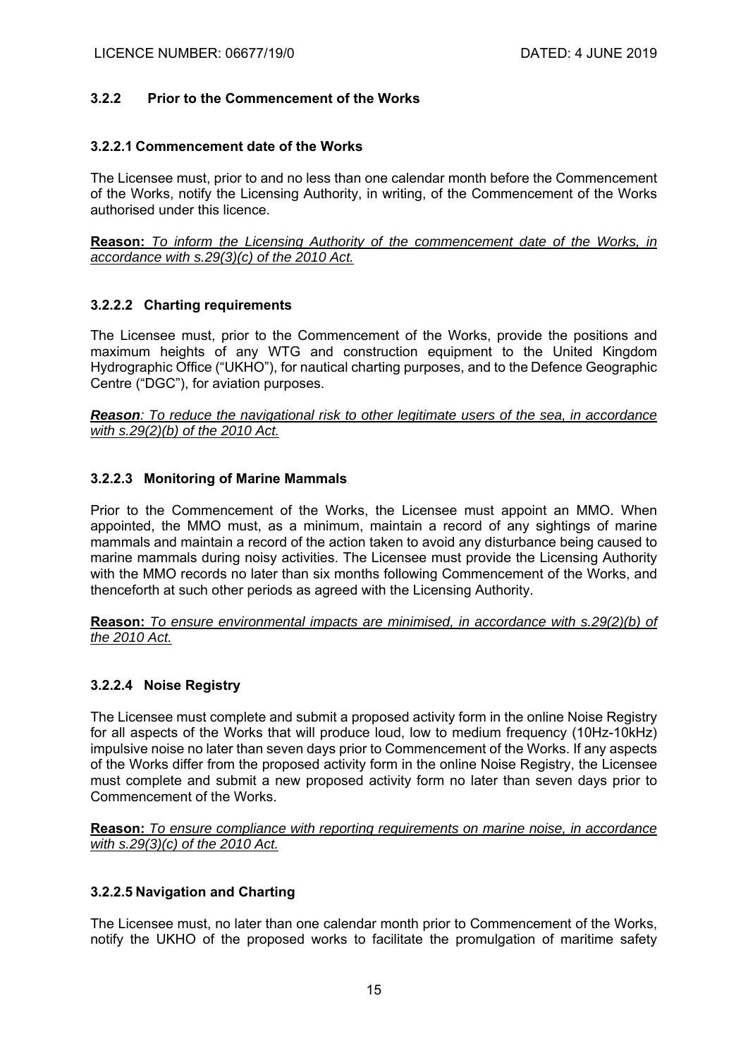### 3.2.2 Prior to the Commencement of the Works

#### 3.2.2.1 Commencement date of the Works

The Licensee must, prior to and no less than one calendar month before the Commencement of the Works, notify the Licensing Authority, in writing, of the Commencement of the Works authorised under this licence.

**Reason:** *To inform the Licensing Authority of the commencement date of the Works, in accordance with s.29(3)(c) of the 2010 Act.*

#### 3.2.2.2 Charting requirements

The Licensee must, prior to the Commencement of the Works, provide the positions and maximum heights of any WTG and construction equipment to the United Kingdom Hydrographic Office ("UKHO"), for nautical charting purposes, and to the Defence Geographic Centre ("DGC"), for aviation purposes.

***Reason****: To reduce the navigational risk to other legitimate users of the sea, in accordance with s.29(2)(b) of the 2010 Act.*

#### 3.2.2.3 Monitoring of Marine Mammals

Prior to the Commencement of the Works, the Licensee must appoint an MMO. When appointed, the MMO must, as a minimum, maintain a record of any sightings of marine mammals and maintain a record of the action taken to avoid any disturbance being caused to marine mammals during noisy activities. The Licensee must provide the Licensing Authority with the MMO records no later than six months following Commencement of the Works, and thenceforth at such other periods as agreed with the Licensing Authority.

**Reason:** *To ensure environmental impacts are minimised, in accordance with s.29(2)(b) of the 2010 Act.*

#### 3.2.2.4 Noise Registry

The Licensee must complete and submit a proposed activity form in the online Noise Registry for all aspects of the Works that will produce loud, low to medium frequency (10Hz-10kHz) impulsive noise no later than seven days prior to Commencement of the Works. If any aspects of the Works differ from the proposed activity form in the online Noise Registry, the Licensee must complete and submit a new proposed activity form no later than seven days prior to Commencement of the Works.

**Reason:** *To ensure compliance with reporting requirements on marine noise, in accordance with s.29(3)(c) of the 2010 Act.*

#### 3.2.2.5 Navigation and Charting

The Licensee must, no later than one calendar month prior to Commencement of the Works, notify the UKHO of the proposed works to facilitate the promulgation of maritime safety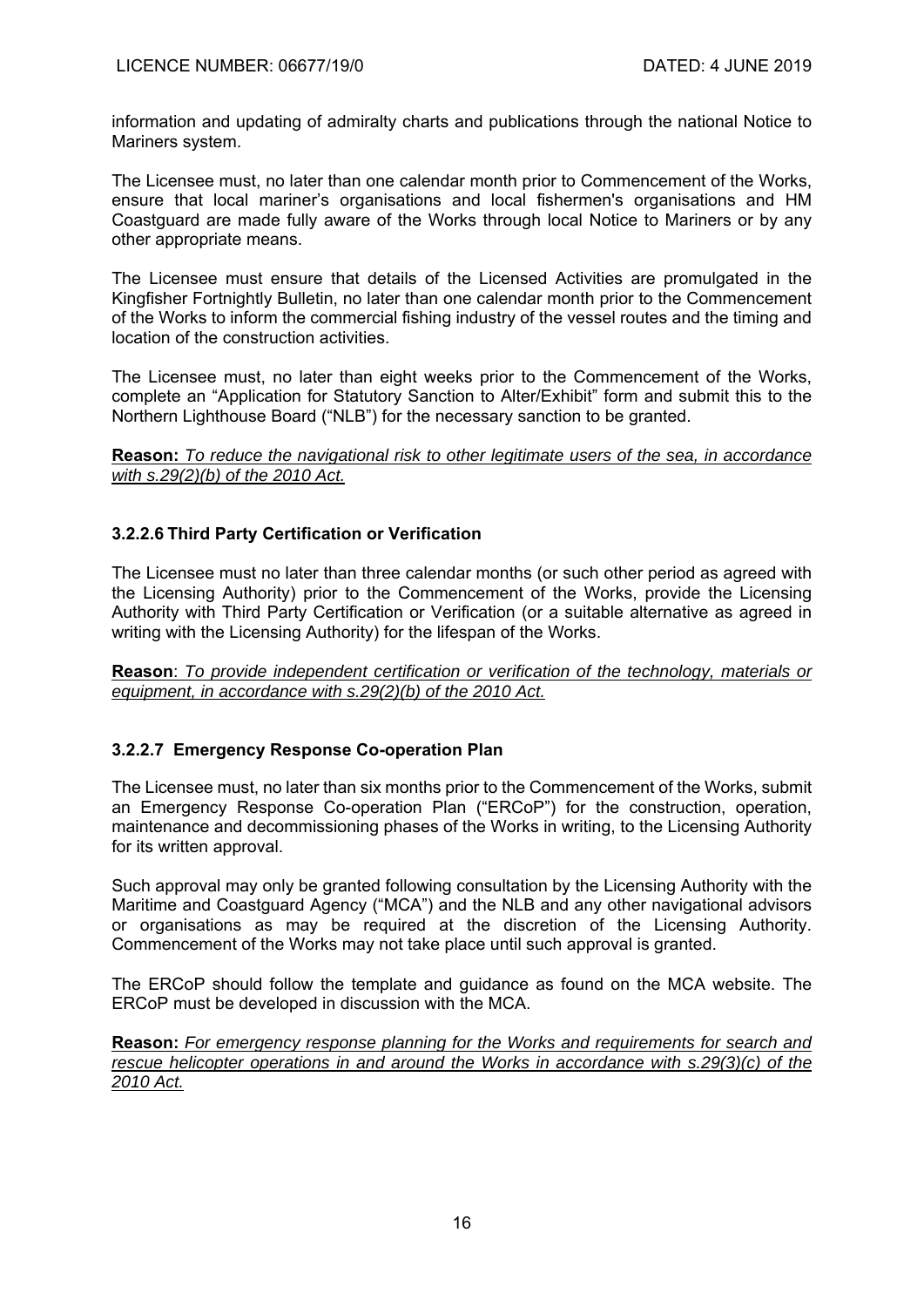information and updating of admiralty charts and publications through the national Notice to Mariners system.

The Licensee must, no later than one calendar month prior to Commencement of the Works, ensure that local mariner's organisations and local fishermen's organisations and HM Coastguard are made fully aware of the Works through local Notice to Mariners or by any other appropriate means.

The Licensee must ensure that details of the Licensed Activities are promulgated in the Kingfisher Fortnightly Bulletin, no later than one calendar month prior to the Commencement of the Works to inform the commercial fishing industry of the vessel routes and the timing and location of the construction activities.

The Licensee must, no later than eight weeks prior to the Commencement of the Works, complete an "Application for Statutory Sanction to Alter/Exhibit" form and submit this to the Northern Lighthouse Board ("NLB") for the necessary sanction to be granted.

**Reason:** *To reduce the navigational risk to other legitimate users of the sea, in accordance with s.29(2)(b) of the 2010 Act.*

### 3.2.2.6 Third Party Certification or Verification

The Licensee must no later than three calendar months (or such other period as agreed with the Licensing Authority) prior to the Commencement of the Works, provide the Licensing Authority with Third Party Certification or Verification (or a suitable alternative as agreed in writing with the Licensing Authority) for the lifespan of the Works.

**Reason**: *To provide independent certification or verification of the technology, materials or equipment, in accordance with s.29(2)(b) of the 2010 Act.*

### 3.2.2.7 Emergency Response Co-operation Plan

The Licensee must, no later than six months prior to the Commencement of the Works, submit an Emergency Response Co-operation Plan ("ERCoP") for the construction, operation, maintenance and decommissioning phases of the Works in writing, to the Licensing Authority for its written approval.

Such approval may only be granted following consultation by the Licensing Authority with the Maritime and Coastguard Agency ("MCA") and the NLB and any other navigational advisors or organisations as may be required at the discretion of the Licensing Authority. Commencement of the Works may not take place until such approval is granted.

The ERCoP should follow the template and guidance as found on the MCA website. The ERCoP must be developed in discussion with the MCA.

**Reason:** *For emergency response planning for the Works and requirements for search and rescue helicopter operations in and around the Works in accordance with s.29(3)(c) of the 2010 Act.*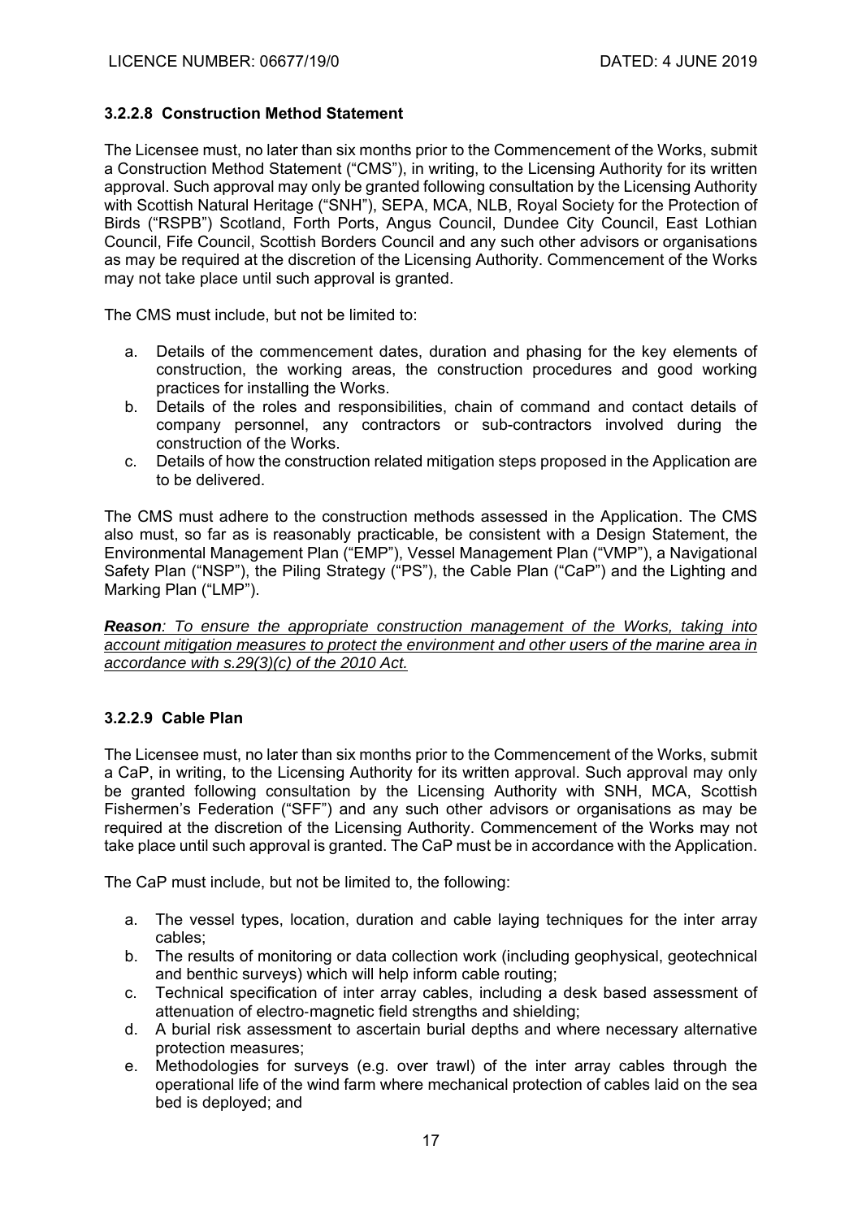### 3.2.2.8 Construction Method Statement

The Licensee must, no later than six months prior to the Commencement of the Works, submit a Construction Method Statement ("CMS"), in writing, to the Licensing Authority for its written approval. Such approval may only be granted following consultation by the Licensing Authority with Scottish Natural Heritage ("SNH"), SEPA, MCA, NLB, Royal Society for the Protection of Birds ("RSPB") Scotland, Forth Ports, Angus Council, Dundee City Council, East Lothian Council, Fife Council, Scottish Borders Council and any such other advisors or organisations as may be required at the discretion of the Licensing Authority. Commencement of the Works may not take place until such approval is granted.

The CMS must include, but not be limited to:

a. Details of the commencement dates, duration and phasing for the key elements of construction, the working areas, the construction procedures and good working practices for installing the Works.
b. Details of the roles and responsibilities, chain of command and contact details of company personnel, any contractors or sub-contractors involved during the construction of the Works.
c. Details of how the construction related mitigation steps proposed in the Application are to be delivered.

The CMS must adhere to the construction methods assessed in the Application. The CMS also must, so far as is reasonably practicable, be consistent with a Design Statement, the Environmental Management Plan ("EMP"), Vessel Management Plan ("VMP"), a Navigational Safety Plan ("NSP"), the Piling Strategy ("PS"), the Cable Plan ("CaP") and the Lighting and Marking Plan ("LMP").

***Reason**: To ensure the appropriate construction management of the Works, taking into account mitigation measures to protect the environment and other users of the marine area in accordance with s.29(3)(c) of the 2010 Act.*

### 3.2.2.9 Cable Plan

The Licensee must, no later than six months prior to the Commencement of the Works, submit a CaP, in writing, to the Licensing Authority for its written approval. Such approval may only be granted following consultation by the Licensing Authority with SNH, MCA, Scottish Fishermen's Federation ("SFF") and any such other advisors or organisations as may be required at the discretion of the Licensing Authority. Commencement of the Works may not take place until such approval is granted. The CaP must be in accordance with the Application.

The CaP must include, but not be limited to, the following:

a. The vessel types, location, duration and cable laying techniques for the inter array cables;
b. The results of monitoring or data collection work (including geophysical, geotechnical and benthic surveys) which will help inform cable routing;
c. Technical specification of inter array cables, including a desk based assessment of attenuation of electro-magnetic field strengths and shielding;
d. A burial risk assessment to ascertain burial depths and where necessary alternative protection measures;
e. Methodologies for surveys (e.g. over trawl) of the inter array cables through the operational life of the wind farm where mechanical protection of cables laid on the sea bed is deployed; and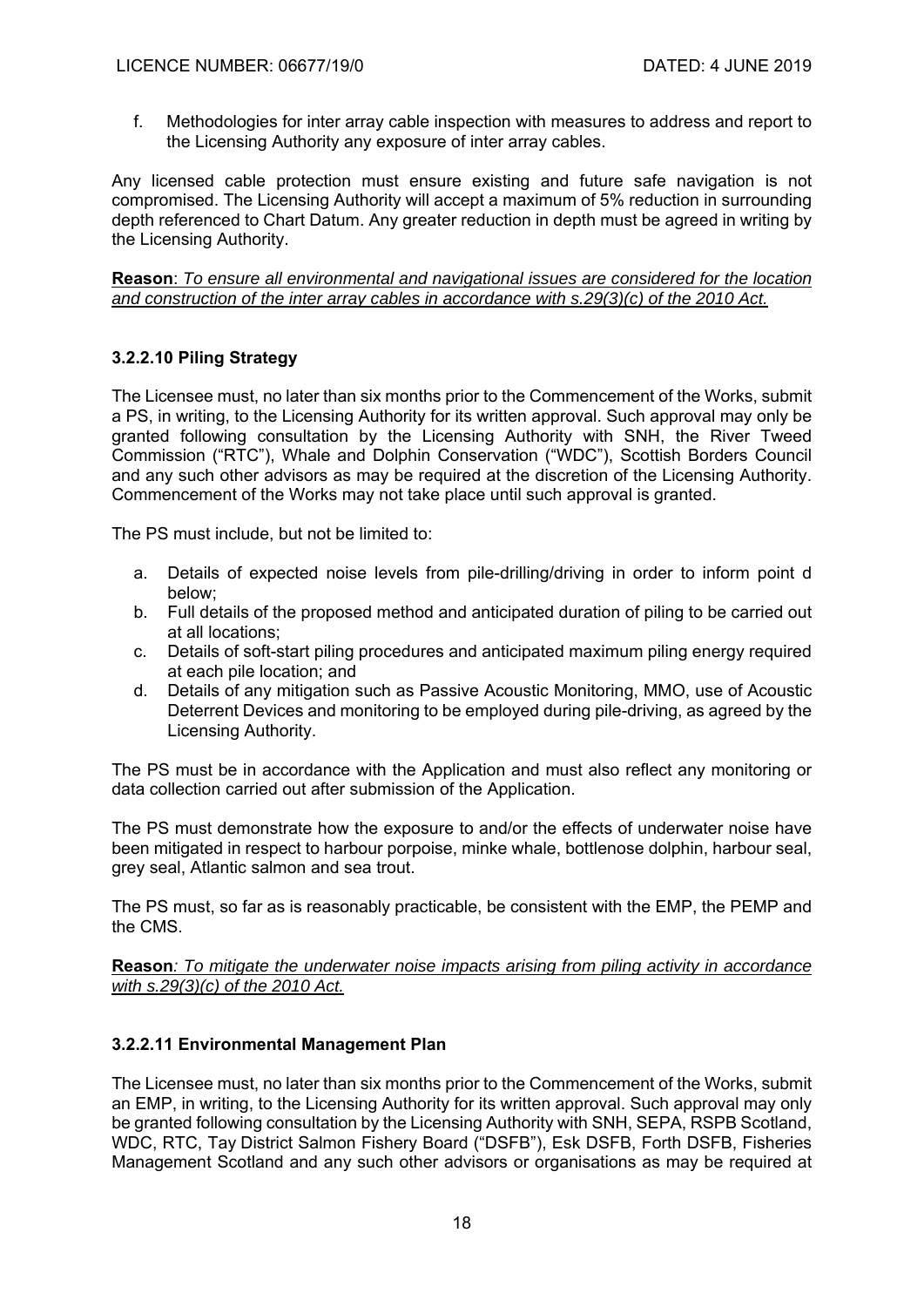f. Methodologies for inter array cable inspection with measures to address and report to the Licensing Authority any exposure of inter array cables.

Any licensed cable protection must ensure existing and future safe navigation is not compromised. The Licensing Authority will accept a maximum of 5% reduction in surrounding depth referenced to Chart Datum. Any greater reduction in depth must be agreed in writing by the Licensing Authority.

**Reason**: *To ensure all environmental and navigational issues are considered for the location and construction of the inter array cables in accordance with s.29(3)(c) of the 2010 Act.*

### 3.2.2.10 Piling Strategy

The Licensee must, no later than six months prior to the Commencement of the Works, submit a PS, in writing, to the Licensing Authority for its written approval. Such approval may only be granted following consultation by the Licensing Authority with SNH, the River Tweed Commission ("RTC"), Whale and Dolphin Conservation ("WDC"), Scottish Borders Council and any such other advisors as may be required at the discretion of the Licensing Authority. Commencement of the Works may not take place until such approval is granted.

The PS must include, but not be limited to:

a. Details of expected noise levels from pile-drilling/driving in order to inform point d below;
b. Full details of the proposed method and anticipated duration of piling to be carried out at all locations;
c. Details of soft-start piling procedures and anticipated maximum piling energy required at each pile location; and
d. Details of any mitigation such as Passive Acoustic Monitoring, MMO, use of Acoustic Deterrent Devices and monitoring to be employed during pile-driving, as agreed by the Licensing Authority.

The PS must be in accordance with the Application and must also reflect any monitoring or data collection carried out after submission of the Application.

The PS must demonstrate how the exposure to and/or the effects of underwater noise have been mitigated in respect to harbour porpoise, minke whale, bottlenose dolphin, harbour seal, grey seal, Atlantic salmon and sea trout.

The PS must, so far as is reasonably practicable, be consistent with the EMP, the PEMP and the CMS.

**Reason**: *To mitigate the underwater noise impacts arising from piling activity in accordance with s.29(3)(c) of the 2010 Act.*

### 3.2.2.11 Environmental Management Plan

The Licensee must, no later than six months prior to the Commencement of the Works, submit an EMP, in writing, to the Licensing Authority for its written approval. Such approval may only be granted following consultation by the Licensing Authority with SNH, SEPA, RSPB Scotland, WDC, RTC, Tay District Salmon Fishery Board ("DSFB"), Esk DSFB, Forth DSFB, Fisheries Management Scotland and any such other advisors or organisations as may be required at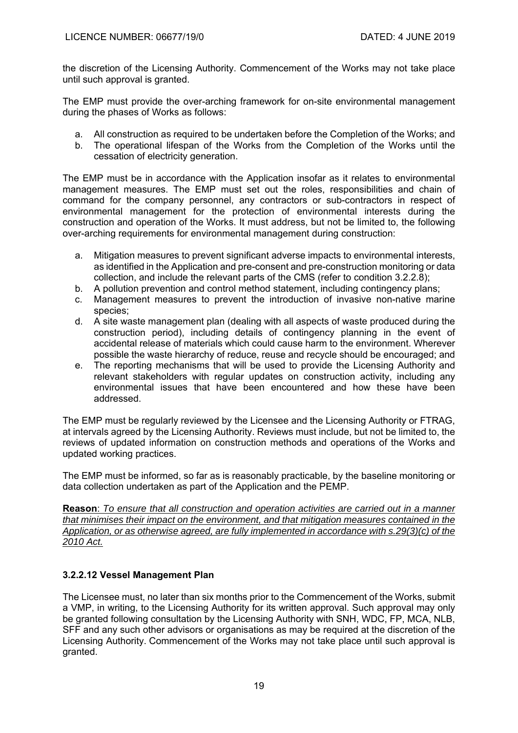the discretion of the Licensing Authority. Commencement of the Works may not take place until such approval is granted.

The EMP must provide the over-arching framework for on-site environmental management during the phases of Works as follows:

a. All construction as required to be undertaken before the Completion of the Works; and
b. The operational lifespan of the Works from the Completion of the Works until the cessation of electricity generation.

The EMP must be in accordance with the Application insofar as it relates to environmental management measures. The EMP must set out the roles, responsibilities and chain of command for the company personnel, any contractors or sub-contractors in respect of environmental management for the protection of environmental interests during the construction and operation of the Works. It must address, but not be limited to, the following over-arching requirements for environmental management during construction:

a. Mitigation measures to prevent significant adverse impacts to environmental interests, as identified in the Application and pre-consent and pre-construction monitoring or data collection, and include the relevant parts of the CMS (refer to condition 3.2.2.8);
b. A pollution prevention and control method statement, including contingency plans;
c. Management measures to prevent the introduction of invasive non-native marine species;
d. A site waste management plan (dealing with all aspects of waste produced during the construction period), including details of contingency planning in the event of accidental release of materials which could cause harm to the environment. Wherever possible the waste hierarchy of reduce, reuse and recycle should be encouraged; and
e. The reporting mechanisms that will be used to provide the Licensing Authority and relevant stakeholders with regular updates on construction activity, including any environmental issues that have been encountered and how these have been addressed.

The EMP must be regularly reviewed by the Licensee and the Licensing Authority or FTRAG, at intervals agreed by the Licensing Authority. Reviews must include, but not be limited to, the reviews of updated information on construction methods and operations of the Works and updated working practices.

The EMP must be informed, so far as is reasonably practicable, by the baseline monitoring or data collection undertaken as part of the Application and the PEMP.

**Reason**: *To ensure that all construction and operation activities are carried out in a manner that minimises their impact on the environment, and that mitigation measures contained in the Application, or as otherwise agreed, are fully implemented in accordance with s.29(3)(c) of the 2010 Act.*

### 3.2.2.12 Vessel Management Plan

The Licensee must, no later than six months prior to the Commencement of the Works, submit a VMP, in writing, to the Licensing Authority for its written approval. Such approval may only be granted following consultation by the Licensing Authority with SNH, WDC, FP, MCA, NLB, SFF and any such other advisors or organisations as may be required at the discretion of the Licensing Authority. Commencement of the Works may not take place until such approval is granted.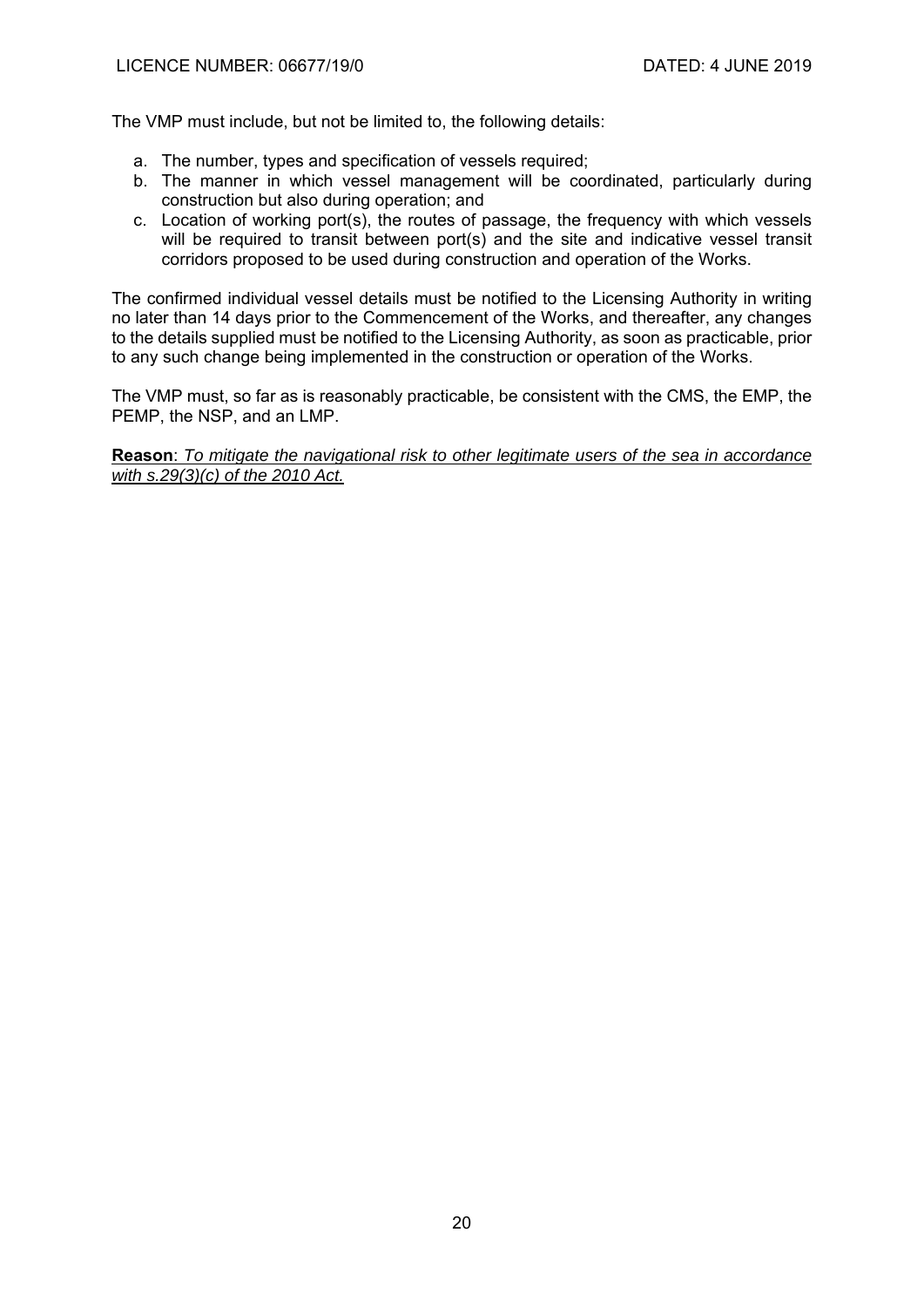The VMP must include, but not be limited to, the following details:

a. The number, types and specification of vessels required;
b. The manner in which vessel management will be coordinated, particularly during construction but also during operation; and
c. Location of working port(s), the routes of passage, the frequency with which vessels will be required to transit between port(s) and the site and indicative vessel transit corridors proposed to be used during construction and operation of the Works.

The confirmed individual vessel details must be notified to the Licensing Authority in writing no later than 14 days prior to the Commencement of the Works, and thereafter, any changes to the details supplied must be notified to the Licensing Authority, as soon as practicable, prior to any such change being implemented in the construction or operation of the Works.

The VMP must, so far as is reasonably practicable, be consistent with the CMS, the EMP, the PEMP, the NSP, and an LMP.

**Reason**: *To mitigate the navigational risk to other legitimate users of the sea in accordance with s.29(3)(c) of the 2010 Act.*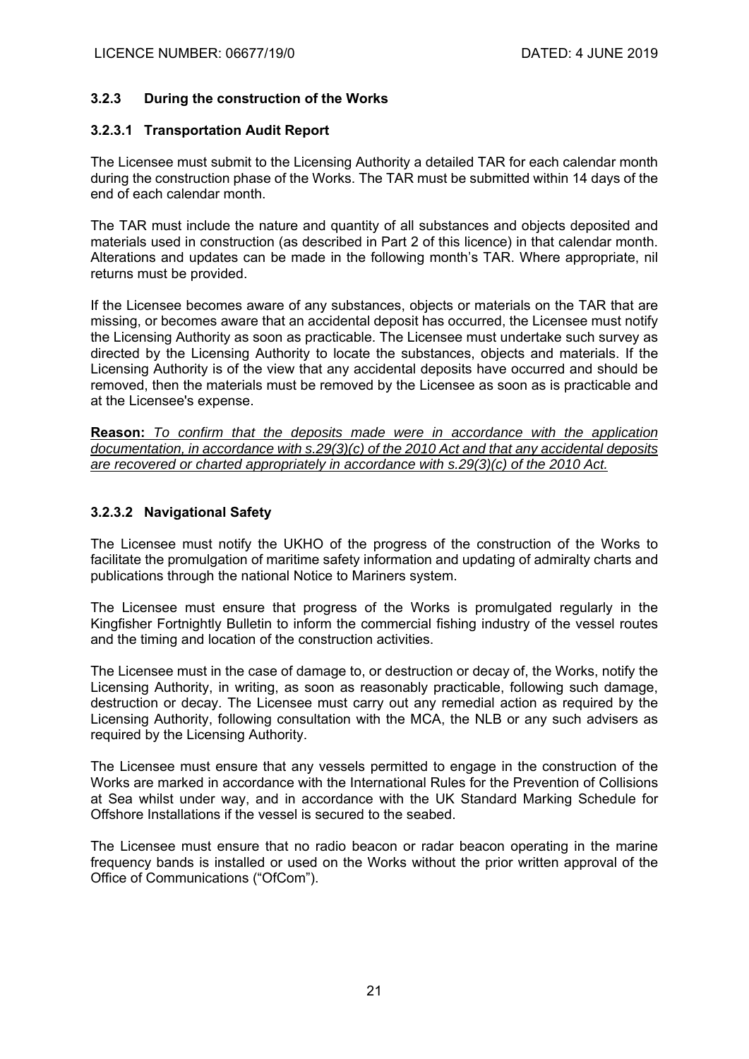### 3.2.3 During the construction of the Works

#### 3.2.3.1 Transportation Audit Report

The Licensee must submit to the Licensing Authority a detailed TAR for each calendar month during the construction phase of the Works. The TAR must be submitted within 14 days of the end of each calendar month.

The TAR must include the nature and quantity of all substances and objects deposited and materials used in construction (as described in Part 2 of this licence) in that calendar month. Alterations and updates can be made in the following month's TAR. Where appropriate, nil returns must be provided.

If the Licensee becomes aware of any substances, objects or materials on the TAR that are missing, or becomes aware that an accidental deposit has occurred, the Licensee must notify the Licensing Authority as soon as practicable. The Licensee must undertake such survey as directed by the Licensing Authority to locate the substances, objects and materials. If the Licensing Authority is of the view that any accidental deposits have occurred and should be removed, then the materials must be removed by the Licensee as soon as is practicable and at the Licensee's expense.

**Reason:** *To confirm that the deposits made were in accordance with the application documentation, in accordance with s.29(3)(c) of the 2010 Act and that any accidental deposits are recovered or charted appropriately in accordance with s.29(3)(c) of the 2010 Act.*

#### 3.2.3.2 Navigational Safety

The Licensee must notify the UKHO of the progress of the construction of the Works to facilitate the promulgation of maritime safety information and updating of admiralty charts and publications through the national Notice to Mariners system.

The Licensee must ensure that progress of the Works is promulgated regularly in the Kingfisher Fortnightly Bulletin to inform the commercial fishing industry of the vessel routes and the timing and location of the construction activities.

The Licensee must in the case of damage to, or destruction or decay of, the Works, notify the Licensing Authority, in writing, as soon as reasonably practicable, following such damage, destruction or decay. The Licensee must carry out any remedial action as required by the Licensing Authority, following consultation with the MCA, the NLB or any such advisers as required by the Licensing Authority.

The Licensee must ensure that any vessels permitted to engage in the construction of the Works are marked in accordance with the International Rules for the Prevention of Collisions at Sea whilst under way, and in accordance with the UK Standard Marking Schedule for Offshore Installations if the vessel is secured to the seabed.

The Licensee must ensure that no radio beacon or radar beacon operating in the marine frequency bands is installed or used on the Works without the prior written approval of the Office of Communications ("OfCom").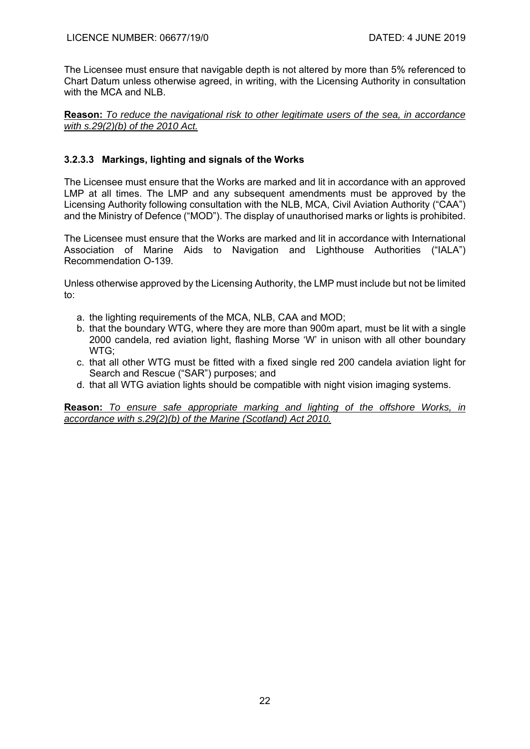The Licensee must ensure that navigable depth is not altered by more than 5% referenced to Chart Datum unless otherwise agreed, in writing, with the Licensing Authority in consultation with the MCA and NLB.

**Reason:** *To reduce the navigational risk to other legitimate users of the sea, in accordance with s.29(2)(b) of the 2010 Act.*

#### 3.2.3.3 Markings, lighting and signals of the Works

The Licensee must ensure that the Works are marked and lit in accordance with an approved LMP at all times. The LMP and any subsequent amendments must be approved by the Licensing Authority following consultation with the NLB, MCA, Civil Aviation Authority ("CAA") and the Ministry of Defence ("MOD"). The display of unauthorised marks or lights is prohibited.

The Licensee must ensure that the Works are marked and lit in accordance with International Association of Marine Aids to Navigation and Lighthouse Authorities ("IALA") Recommendation O-139.

Unless otherwise approved by the Licensing Authority, the LMP must include but not be limited to:

a. the lighting requirements of the MCA, NLB, CAA and MOD;
b. that the boundary WTG, where they are more than 900m apart, must be lit with a single 2000 candela, red aviation light, flashing Morse 'W' in unison with all other boundary WTG;
c. that all other WTG must be fitted with a fixed single red 200 candela aviation light for Search and Rescue ("SAR") purposes; and
d. that all WTG aviation lights should be compatible with night vision imaging systems.

**Reason:** *To ensure safe appropriate marking and lighting of the offshore Works, in accordance with s.29(2)(b) of the Marine (Scotland) Act 2010.*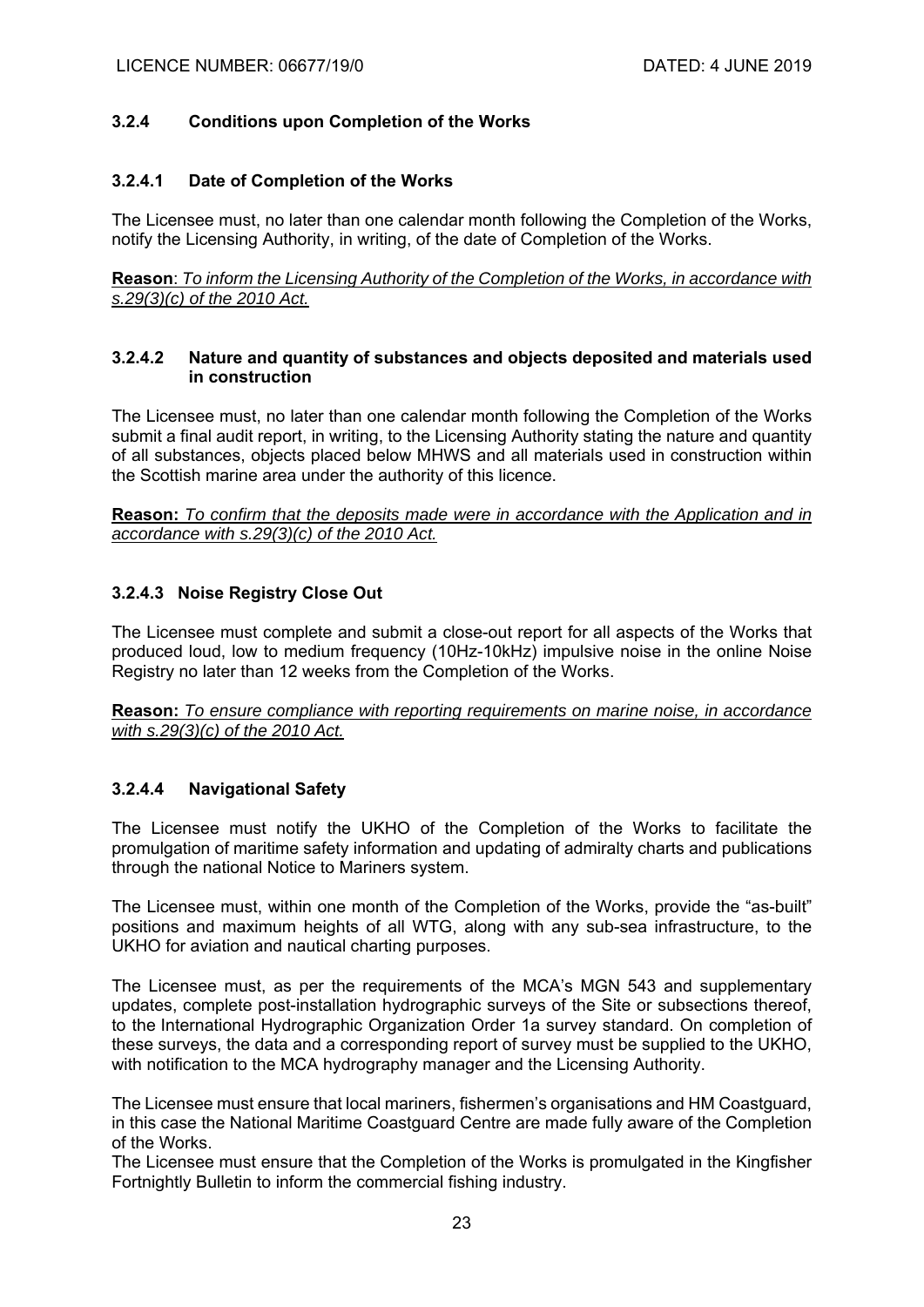### 3.2.4 Conditions upon Completion of the Works

#### 3.2.4.1 Date of Completion of the Works

The Licensee must, no later than one calendar month following the Completion of the Works, notify the Licensing Authority, in writing, of the date of Completion of the Works.

**Reason**: *To inform the Licensing Authority of the Completion of the Works, in accordance with s.29(3)(c) of the 2010 Act.*

#### 3.2.4.2 Nature and quantity of substances and objects deposited and materials used in construction

The Licensee must, no later than one calendar month following the Completion of the Works submit a final audit report, in writing, to the Licensing Authority stating the nature and quantity of all substances, objects placed below MHWS and all materials used in construction within the Scottish marine area under the authority of this licence.

**Reason:** *To confirm that the deposits made were in accordance with the Application and in accordance with s.29(3)(c) of the 2010 Act.*

#### 3.2.4.3 Noise Registry Close Out

The Licensee must complete and submit a close-out report for all aspects of the Works that produced loud, low to medium frequency (10Hz-10kHz) impulsive noise in the online Noise Registry no later than 12 weeks from the Completion of the Works.

**Reason:** *To ensure compliance with reporting requirements on marine noise, in accordance with s.29(3)(c) of the 2010 Act.*

#### 3.2.4.4 Navigational Safety

The Licensee must notify the UKHO of the Completion of the Works to facilitate the promulgation of maritime safety information and updating of admiralty charts and publications through the national Notice to Mariners system.

The Licensee must, within one month of the Completion of the Works, provide the "as-built" positions and maximum heights of all WTG, along with any sub-sea infrastructure, to the UKHO for aviation and nautical charting purposes.

The Licensee must, as per the requirements of the MCA's MGN 543 and supplementary updates, complete post-installation hydrographic surveys of the Site or subsections thereof, to the International Hydrographic Organization Order 1a survey standard. On completion of these surveys, the data and a corresponding report of survey must be supplied to the UKHO, with notification to the MCA hydrography manager and the Licensing Authority.

The Licensee must ensure that local mariners, fishermen's organisations and HM Coastguard, in this case the National Maritime Coastguard Centre are made fully aware of the Completion of the Works.

The Licensee must ensure that the Completion of the Works is promulgated in the Kingfisher Fortnightly Bulletin to inform the commercial fishing industry.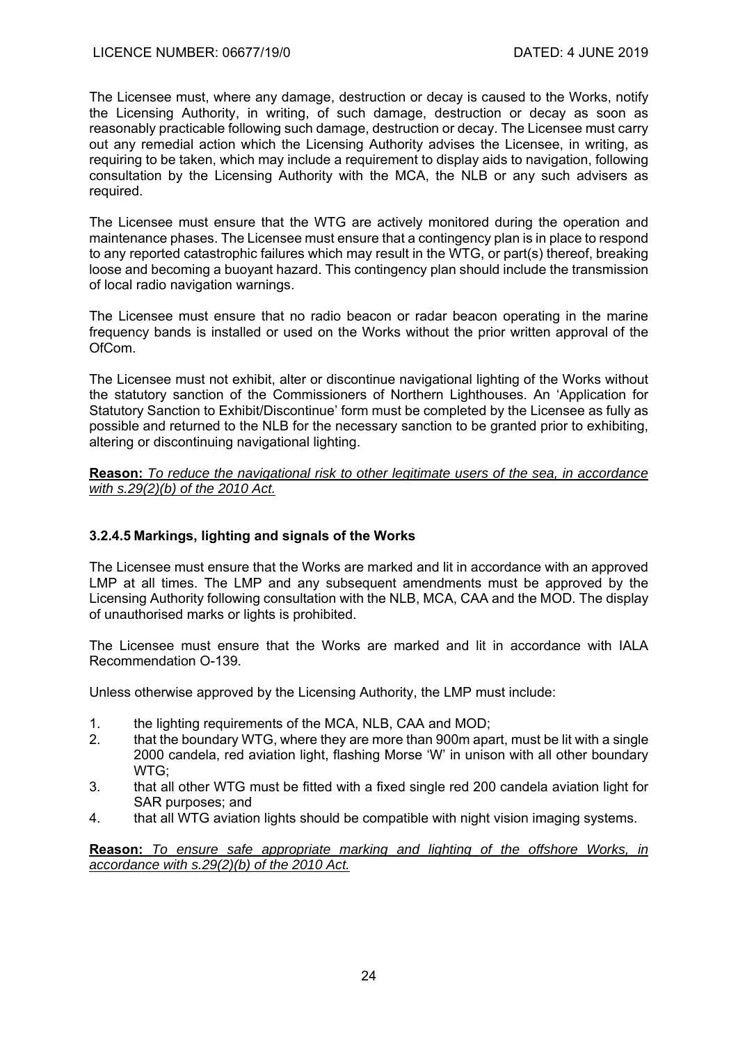The Licensee must, where any damage, destruction or decay is caused to the Works, notify the Licensing Authority, in writing, of such damage, destruction or decay as soon as reasonably practicable following such damage, destruction or decay. The Licensee must carry out any remedial action which the Licensing Authority advises the Licensee, in writing, as requiring to be taken, which may include a requirement to display aids to navigation, following consultation by the Licensing Authority with the MCA, the NLB or any such advisers as required.

The Licensee must ensure that the WTG are actively monitored during the operation and maintenance phases. The Licensee must ensure that a contingency plan is in place to respond to any reported catastrophic failures which may result in the WTG, or part(s) thereof, breaking loose and becoming a buoyant hazard. This contingency plan should include the transmission of local radio navigation warnings.

The Licensee must ensure that no radio beacon or radar beacon operating in the marine frequency bands is installed or used on the Works without the prior written approval of the OfCom.

The Licensee must not exhibit, alter or discontinue navigational lighting of the Works without the statutory sanction of the Commissioners of Northern Lighthouses. An 'Application for Statutory Sanction to Exhibit/Discontinue' form must be completed by the Licensee as fully as possible and returned to the NLB for the necessary sanction to be granted prior to exhibiting, altering or discontinuing navigational lighting.

**Reason:** *To reduce the navigational risk to other legitimate users of the sea, in accordance with s.29(2)(b) of the 2010 Act.*

### 3.2.4.5 Markings, lighting and signals of the Works

The Licensee must ensure that the Works are marked and lit in accordance with an approved LMP at all times. The LMP and any subsequent amendments must be approved by the Licensing Authority following consultation with the NLB, MCA, CAA and the MOD. The display of unauthorised marks or lights is prohibited.

The Licensee must ensure that the Works are marked and lit in accordance with IALA Recommendation O-139.

Unless otherwise approved by the Licensing Authority, the LMP must include:

1. the lighting requirements of the MCA, NLB, CAA and MOD;
2. that the boundary WTG, where they are more than 900m apart, must be lit with a single 2000 candela, red aviation light, flashing Morse 'W' in unison with all other boundary WTG;
3. that all other WTG must be fitted with a fixed single red 200 candela aviation light for SAR purposes; and
4. that all WTG aviation lights should be compatible with night vision imaging systems.

**Reason:** *To ensure safe appropriate marking and lighting of the offshore Works, in accordance with s.29(2)(b) of the 2010 Act.*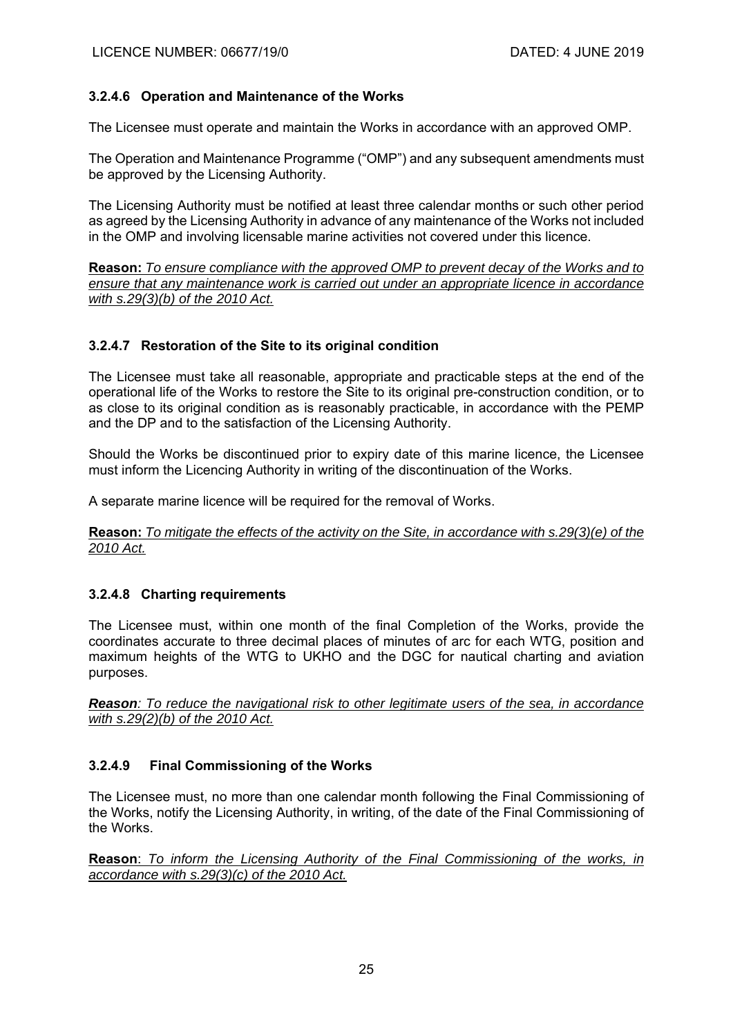### 3.2.4.6 Operation and Maintenance of the Works

The Licensee must operate and maintain the Works in accordance with an approved OMP.

The Operation and Maintenance Programme ("OMP") and any subsequent amendments must be approved by the Licensing Authority.

The Licensing Authority must be notified at least three calendar months or such other period as agreed by the Licensing Authority in advance of any maintenance of the Works not included in the OMP and involving licensable marine activities not covered under this licence.

**Reason:** *To ensure compliance with the approved OMP to prevent decay of the Works and to ensure that any maintenance work is carried out under an appropriate licence in accordance with s.29(3)(b) of the 2010 Act.*

### 3.2.4.7 Restoration of the Site to its original condition

The Licensee must take all reasonable, appropriate and practicable steps at the end of the operational life of the Works to restore the Site to its original pre-construction condition, or to as close to its original condition as is reasonably practicable, in accordance with the PEMP and the DP and to the satisfaction of the Licensing Authority.

Should the Works be discontinued prior to expiry date of this marine licence, the Licensee must inform the Licencing Authority in writing of the discontinuation of the Works.

A separate marine licence will be required for the removal of Works.

**Reason:** *To mitigate the effects of the activity on the Site, in accordance with s.29(3)(e) of the 2010 Act.*

### 3.2.4.8 Charting requirements

The Licensee must, within one month of the final Completion of the Works, provide the coordinates accurate to three decimal places of minutes of arc for each WTG, position and maximum heights of the WTG to UKHO and the DGC for nautical charting and aviation purposes.

***Reason**: To reduce the navigational risk to other legitimate users of the sea, in accordance with s.29(2)(b) of the 2010 Act.*

### 3.2.4.9 Final Commissioning of the Works

The Licensee must, no more than one calendar month following the Final Commissioning of the Works, notify the Licensing Authority, in writing, of the date of the Final Commissioning of the Works.

**Reason**: *To inform the Licensing Authority of the Final Commissioning of the works, in accordance with s.29(3)(c) of the 2010 Act.*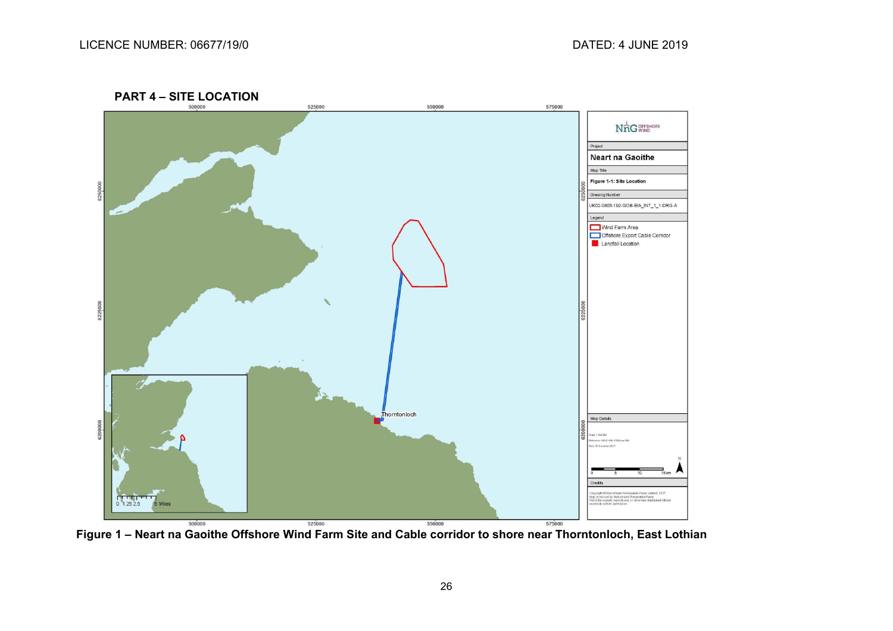LICENCE NUMBER: 06677/19/0 DATED: 4 JUNE 2019

## PART 4 – SITE LOCATION

500000
525000
550000
575000

6250000
6225000
6200000

Thorntonloch

0 1.25 2.5 5 Miles

NnG OFFSHORE WIND

Project

Neart na Gaoithe

Map Title

Figure 1-1: Site Location

Drawing Number

UK02-0803-192-GOB-EIA_INT_1_1-DRG-A

Legend

Wind Farm Area

Offshore Export Cable Corridor

Landfall Location

Map Details

0 5 10 15 km

N

Credits

**Figure 1 – Neart na Gaoithe Offshore Wind Farm Site and Cable corridor to shore near Thorntonloch, East Lothian**